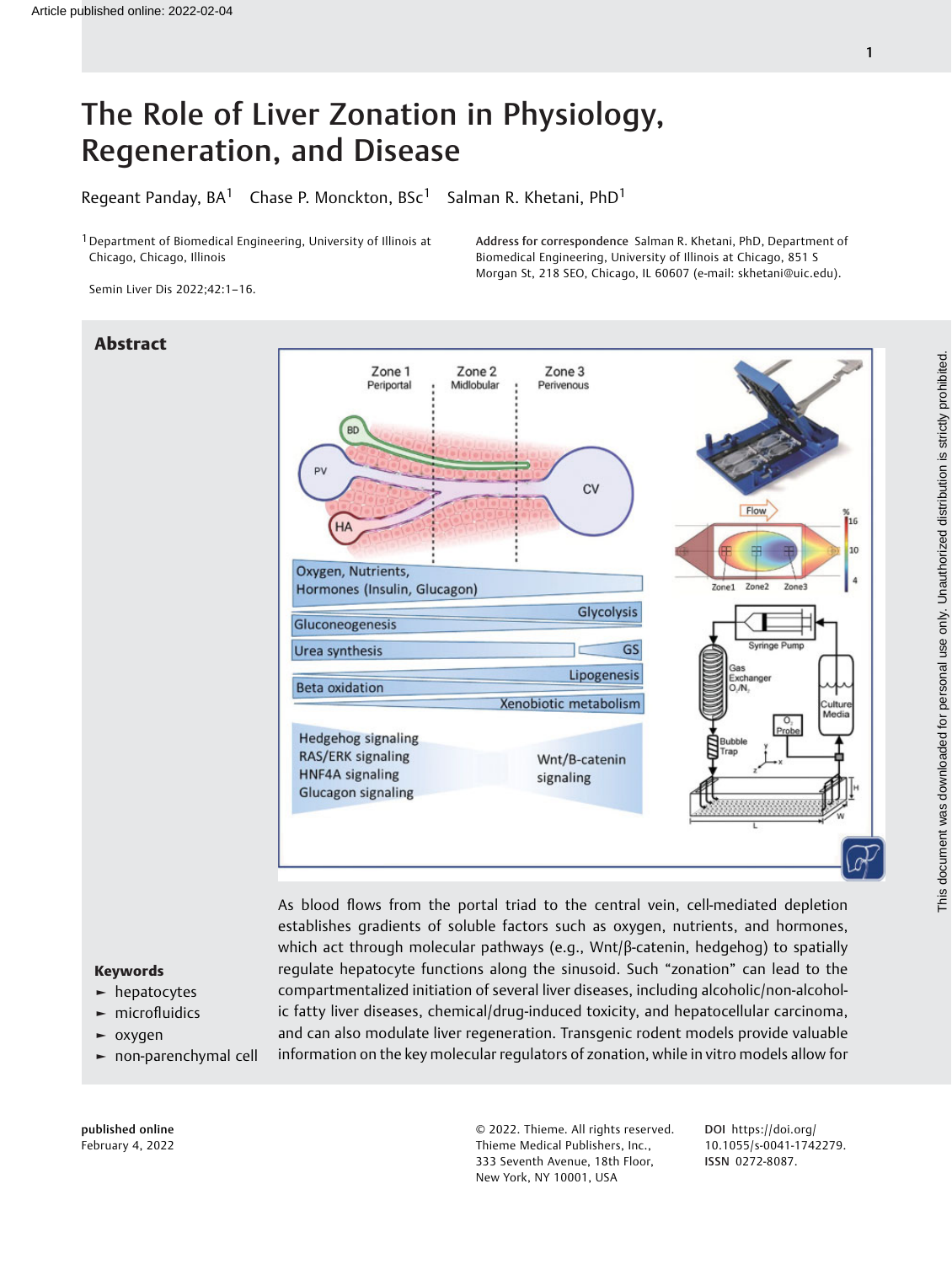# The Role of Liver Zonation in Physiology, Regeneration, and Disease

Regeant Panday, BA[1] Chase P. Monckton, BSc[1] Salman R. Khetani, PhD[1]

[1] Department of Biomedical Engineering, University of Illinois at Chicago, Chicago, Illinois

Address for correspondence Salman R. Khetani, PhD, Department of Biomedical Engineering, University of Illinois at Chicago, 851 S Morgan St, 218 SEO, Chicago, IL 60607 (e-mail: skhetani@uic.edu).

Semin Liver Dis 2022;42:1–16.

## Abstract

As blood flows from the portal triad to the central vein, cell-mediated depletion establishes gradients of soluble factors such as oxygen, nutrients, and hormones, which act through molecular pathways (e.g., Wnt/β-catenin, hedgehog) to spatially regulate hepatocyte functions along the sinusoid. Such "zonation" can lead to the compartmentalized initiation of several liver diseases, including alcoholic/non-alcoholic fatty liver diseases, chemical/drug-induced toxicity, and hepatocellular carcinoma, and can also modulate liver regeneration. Transgenic rodent models provide valuable information on the key molecular regulators of zonation, while in vitro models allow for

**Keywords**

- hepatocytes
- microfluidics
- oxygen
- non-parenchymal cell

published online February 4, 2022

© 2022. Thieme. All rights reserved. Thieme Medical Publishers, Inc., 333 Seventh Avenue, 18th Floor, New York, NY 10001, USA

DOI https://doi.org/10.1055/s-0041-1742279. ISSN 0272-8087.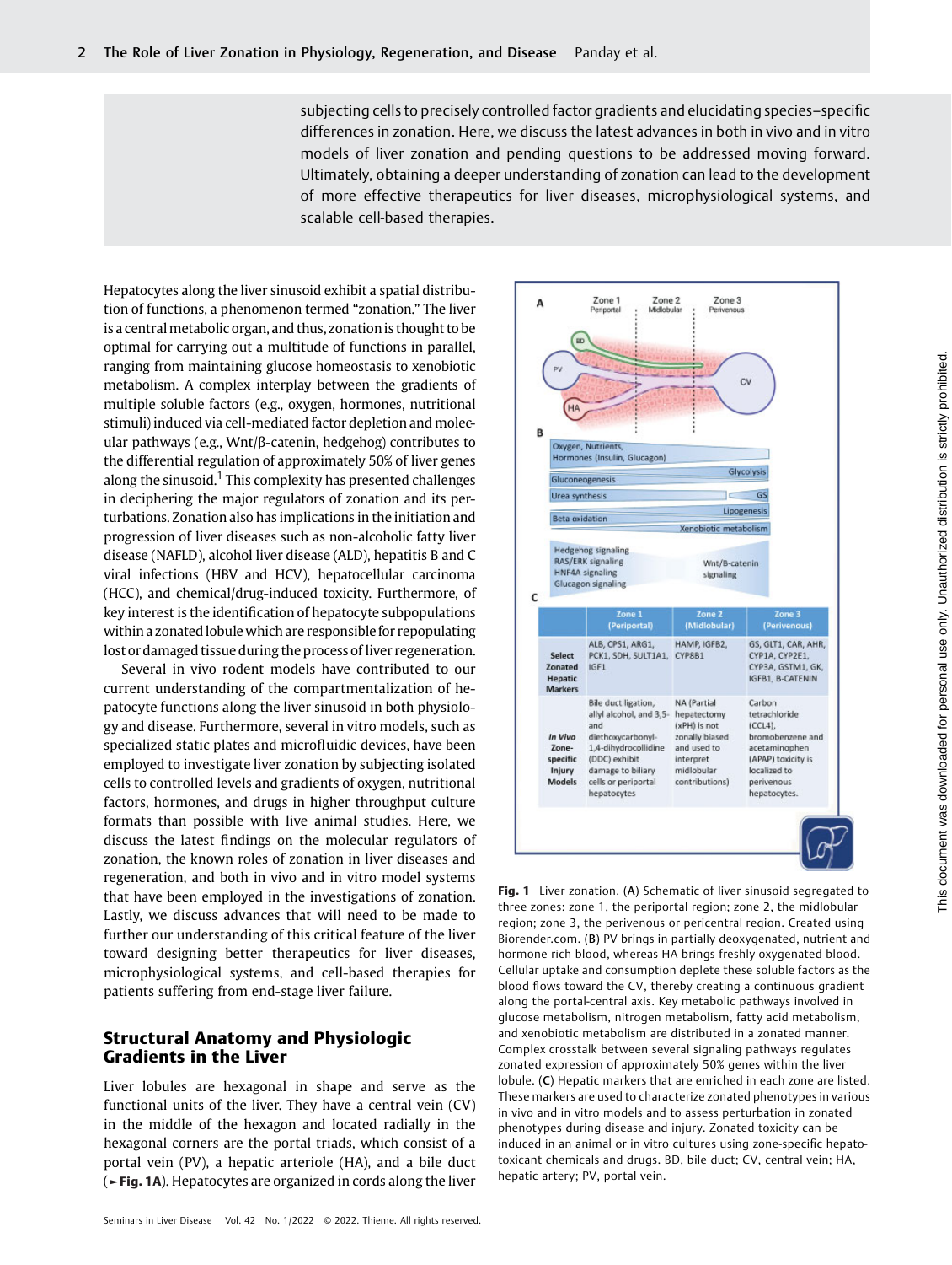subjecting cells to precisely controlled factor gradients and elucidating species–specific differences in zonation. Here, we discuss the latest advances in both in vivo and in vitro models of liver zonation and pending questions to be addressed moving forward. Ultimately, obtaining a deeper understanding of zonation can lead to the development of more effective therapeutics for liver diseases, microphysiological systems, and scalable cell-based therapies.

Hepatocytes along the liver sinusoid exhibit a spatial distribution of functions, a phenomenon termed "zonation." The liver is a central metabolic organ, and thus, zonation is thought to be optimal for carrying out a multitude of functions in parallel, ranging from maintaining glucose homeostasis to xenobiotic metabolism. A complex interplay between the gradients of multiple soluble factors (e.g., oxygen, hormones, nutritional stimuli) induced via cell-mediated factor depletion and molecular pathways (e.g., Wnt/β-catenin, hedgehog) contributes to the differential regulation of approximately 50% of liver genes along the sinusoid.[1] This complexity has presented challenges in deciphering the major regulators of zonation and its perturbations. Zonation also has implications in the initiation and progression of liver diseases such as non-alcoholic fatty liver disease (NAFLD), alcohol liver disease (ALD), hepatitis B and C viral infections (HBV and HCV), hepatocellular carcinoma (HCC), and chemical/drug-induced toxicity. Furthermore, of key interest is the identification of hepatocyte subpopulations within a zonated lobule which are responsible for repopulating lost or damaged tissue during the process of liver regeneration.

Several in vivo rodent models have contributed to our current understanding of the compartmentalization of hepatocyte functions along the liver sinusoid in both physiology and disease. Furthermore, several in vitro models, such as specialized static plates and microfluidic devices, have been employed to investigate liver zonation by subjecting isolated cells to controlled levels and gradients of oxygen, nutritional factors, hormones, and drugs in higher throughput culture formats than possible with live animal studies. Here, we discuss the latest findings on the molecular regulators of zonation, the known roles of zonation in liver diseases and regeneration, and both in vivo and in vitro model systems that have been employed in the investigations of zonation. Lastly, we discuss advances that will need to be made to further our understanding of this critical feature of the liver toward designing better therapeutics for liver diseases, microphysiological systems, and cell-based therapies for patients suffering from end-stage liver failure.

## Structural Anatomy and Physiologic Gradients in the Liver

Liver lobules are hexagonal in shape and serve as the functional units of the liver. They have a central vein (CV) in the middle of the hexagon and located radially in the hexagonal corners are the portal triads, which consist of a portal vein (PV), a hepatic arteriole (HA), and a bile duct (►Fig. 1A). Hepatocytes are organized in cords along the liver

| | Zone 1 (Periportal) | Zone 2 (Midlobular) | Zone 3 (Perivenous) |
|---|---|---|---|
| Select Zonated Hepatic Markers | ALB, CPS1, ARG1, PCK1, SDH, SULT1A1, IGF1 | HAMP, IGFB2, CYP8B1 | GS, GLT1, CAR, AHR, CYP1A, CYP2E1, CYP3A, GSTM1, GK, IGFB1, B-CATENIN |
| In Vivo Zone-specific Injury Models | Bile duct ligation, allyl alcohol, and 3,5-diethoxycarbonyl-1,4-dihydrocollidine (DDC) exhibit damage to biliary cells or periportal hepatocytes | NA (Partial hepatectomy (xPH) is not zonally biased and used to interpret midlobular contributions) | Carbon tetrachloride (CCl4), bromobenzene and acetaminophen (APAP) toxicity is localized to perivenous hepatocytes. |

**Fig. 1** Liver zonation. (**A**) Schematic of liver sinusoid segregated to three zones: zone 1, the periportal region; zone 2, the midlobular region; zone 3, the perivenous or pericentral region. Created using Biorender.com. (**B**) PV brings in partially deoxygenated, nutrient and hormone rich blood, whereas HA brings freshly oxygenated blood. Cellular uptake and consumption deplete these soluble factors as the blood flows toward the CV, thereby creating a continuous gradient along the portal-central axis. Key metabolic pathways involved in glucose metabolism, nitrogen metabolism, fatty acid metabolism, and xenobiotic metabolism are distributed in a zonated manner. Complex crosstalk between several signaling pathways regulates zonated expression of approximately 50% genes within the liver lobule. (**C**) Hepatic markers that are enriched in each zone are listed. These markers are used to characterize zonated phenotypes in various in vivo and in vitro models and to assess perturbation in zonated phenotypes during disease and injury. Zonated toxicity can be induced in an animal or in vitro cultures using zone-specific hepatotoxicant chemicals and drugs. BD, bile duct; CV, central vein; HA, hepatic artery; PV, portal vein.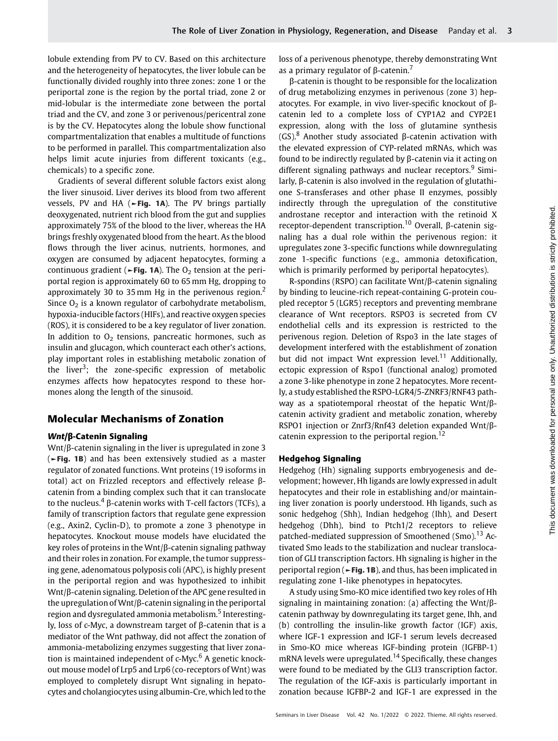lobule extending from PV to CV. Based on this architecture and the heterogeneity of hepatocytes, the liver lobule can be functionally divided roughly into three zones: zone 1 or the periportal zone is the region by the portal triad, zone 2 or mid-lobular is the intermediate zone between the portal triad and the CV, and zone 3 or perivenous/pericentral zone is by the CV. Hepatocytes along the lobule show functional compartmentalization that enables a multitude of functions to be performed in parallel. This compartmentalization also helps limit acute injuries from different toxicants (e.g., chemicals) to a specific zone.

Gradients of several different soluble factors exist along the liver sinusoid. Liver derives its blood from two afferent vessels, PV and HA (►**Fig. 1A**). The PV brings partially deoxygenated, nutrient rich blood from the gut and supplies approximately 75% of the blood to the liver, whereas the HA brings freshly oxygenated blood from the heart. As the blood flows through the liver acinus, nutrients, hormones, and oxygen are consumed by adjacent hepatocytes, forming a continuous gradient (►**Fig. 1A**). The $O_2$ tension at the periportal region is approximately 60 to 65 mm Hg, dropping to approximately 30 to 35 mm Hg in the perivenous region.[2] Since $O_2$ is a known regulator of carbohydrate metabolism, hypoxia-inducible factors (HIFs), and reactive oxygen species (ROS), it is considered to be a key regulator of liver zonation. In addition to $O_2$ tensions, pancreatic hormones, such as insulin and glucagon, which counteract each other's actions, play important roles in establishing metabolic zonation of the liver[3]; the zone-specific expression of metabolic enzymes affects how hepatocytes respond to these hormones along the length of the sinusoid.

## Molecular Mechanisms of Zonation

### *Wnt*/β-Catenin Signaling

Wnt/β-catenin signaling in the liver is upregulated in zone 3 (►**Fig. 1B**) and has been extensively studied as a master regulator of zonated functions. Wnt proteins (19 isoforms in total) act on Frizzled receptors and effectively release β-catenin from a binding complex such that it can translocate to the nucleus.[4] β-catenin works with T-cell factors (TCFs), a family of transcription factors that regulate gene expression (e.g., Axin2, Cyclin-D), to promote a zone 3 phenotype in hepatocytes. Knockout mouse models have elucidated the key roles of proteins in the Wnt/β-catenin signaling pathway and their roles in zonation. For example, the tumor suppressing gene, adenomatous polyposis coli (APC), is highly present in the periportal region and was hypothesized to inhibit Wnt/β-catenin signaling. Deletion of the APC gene resulted in the upregulation of Wnt/β-catenin signaling in the periportal region and dysregulated ammonia metabolism.[5] Interestingly, loss of c-Myc, a downstream target of β-catenin that is a mediator of the Wnt pathway, did not affect the zonation of ammonia-metabolizing enzymes suggesting that liver zonation is maintained independent of c-Myc.[6] A genetic knockout mouse model of Lrp5 and Lrp6 (co-receptors of Wnt) was employed to completely disrupt Wnt signaling in hepatocytes and cholangiocytes using albumin-Cre, which led to the loss of a perivenous phenotype, thereby demonstrating Wnt as a primary regulator of β-catenin.[7]

β-catenin is thought to be responsible for the localization of drug metabolizing enzymes in perivenous (zone 3) hepatocytes. For example, in vivo liver-specific knockout of β-catenin led to a complete loss of CYP1A2 and CYP2E1 expression, along with the loss of glutamine synthesis (GS).[8] Another study associated β-catenin activation with the elevated expression of CYP-related mRNAs, which was found to be indirectly regulated by β-catenin via it acting on different signaling pathways and nuclear receptors.[9] Similarly, β-catenin is also involved in the regulation of glutathione S-transferases and other phase II enzymes, possibly indirectly through the upregulation of the constitutive androstane receptor and interaction with the retinoid X receptor-dependent transcription.[10] Overall, β-catenin signaling has a dual role within the perivenous region: it upregulates zone 3-specific functions while downregulating zone 1-specific functions (e.g., ammonia detoxification, which is primarily performed by periportal hepatocytes).

R-spondins (RSPO) can facilitate Wnt/β-catenin signaling by binding to leucine-rich repeat-containing G-protein coupled receptor 5 (LGR5) receptors and preventing membrane clearance of Wnt receptors. RSPO3 is secreted from CV endothelial cells and its expression is restricted to the perivenous region. Deletion of Rspo3 in the late stages of development interfered with the establishment of zonation but did not impact Wnt expression level.[11] Additionally, ectopic expression of Rspo1 (functional analog) promoted a zone 3-like phenotype in zone 2 hepatocytes. More recently, a study established the RSPO-LGR4/5-ZNRF3/RNF43 pathway as a spatiotemporal rheostat of the hepatic Wnt/β-catenin activity gradient and metabolic zonation, whereby RSPO1 injection or Znrf3/Rnf43 deletion expanded Wnt/β-catenin expression to the periportal region.[12]

### Hedgehog Signaling

Hedgehog (Hh) signaling supports embryogenesis and development; however, Hh ligands are lowly expressed in adult hepatocytes and their role in establishing and/or maintaining liver zonation is poorly understood. Hh ligands, such as sonic hedgehog (Shh), Indian hedgehog (Ihh), and Desert hedgehog (Dhh), bind to Ptch1/2 receptors to relieve patched-mediated suppression of Smoothened (Smo).[13] Activated Smo leads to the stabilization and nuclear translocation of GLI transcription factors. Hh signaling is higher in the periportal region (►**Fig. 1B**), and thus, has been implicated in regulating zone 1-like phenotypes in hepatocytes.

A study using Smo-KO mice identified two key roles of Hh signaling in maintaining zonation: (a) affecting the Wnt/β-catenin pathway by downregulating its target gene, Ihh, and (b) controlling the insulin-like growth factor (IGF) axis, where IGF-1 expression and IGF-1 serum levels decreased in Smo-KO mice whereas IGF-binding protein (IGFBP-1) mRNA levels were upregulated.[14] Specifically, these changes were found to be mediated by the GLI3 transcription factor. The regulation of the IGF-axis is particularly important in zonation because IGFBP-2 and IGF-1 are expressed in the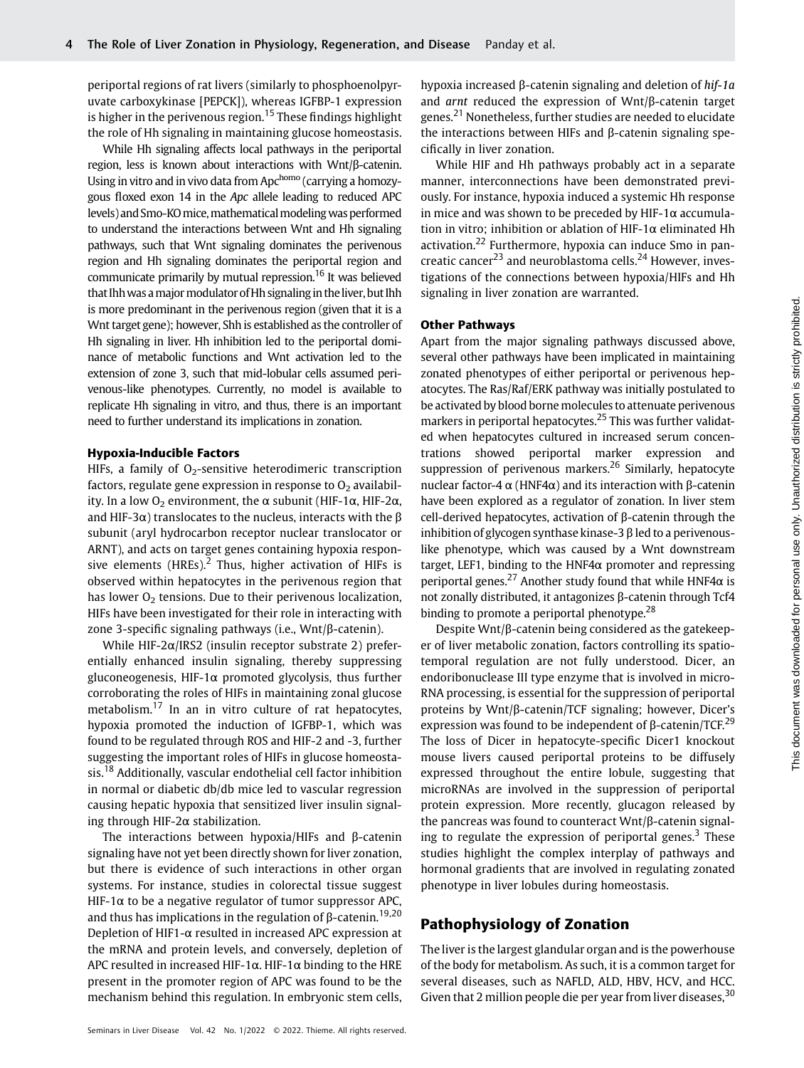periportal regions of rat livers (similarly to phosphoenolpyruvate carboxykinase [PEPCK]), whereas IGFBP-1 expression is higher in the perivenous region.[15] These findings highlight the role of Hh signaling in maintaining glucose homeostasis.

While Hh signaling affects local pathways in the periportal region, less is known about interactions with Wnt/β-catenin. Using in vitro and in vivo data from Apc$^{homo}$ (carrying a homozygous floxed exon 14 in the *Apc* allele leading to reduced APC levels) and Smo-KO mice, mathematical modeling was performed to understand the interactions between Wnt and Hh signaling pathways, such that Wnt signaling dominates the perivenous region and Hh signaling dominates the periportal region and communicate primarily by mutual repression.[16] It was believed that Ihh was a major modulator of Hh signaling in the liver, but Ihh is more predominant in the perivenous region (given that it is a Wnt target gene); however, Shh is established as the controller of Hh signaling in liver. Hh inhibition led to the periportal dominance of metabolic functions and Wnt activation led to the extension of zone 3, such that mid-lobular cells assumed perivenous-like phenotypes. Currently, no model is available to replicate Hh signaling in vitro, and thus, there is an important need to further understand its implications in zonation.

### Hypoxia-Inducible Factors

HIFs, a family of $O_2$-sensitive heterodimeric transcription factors, regulate gene expression in response to $O_2$ availability. In a low $O_2$ environment, the α subunit (HIF-1α, HIF-2α, and HIF-3α) translocates to the nucleus, interacts with the β subunit (aryl hydrocarbon receptor nuclear translocator or ARNT), and acts on target genes containing hypoxia responsive elements (HREs).[2] Thus, higher activation of HIFs is observed within hepatocytes in the perivenous region that has lower $O_2$ tensions. Due to their perivenous localization, HIFs have been investigated for their role in interacting with zone 3-specific signaling pathways (i.e., Wnt/β-catenin).

While HIF-2α/IRS2 (insulin receptor substrate 2) preferentially enhanced insulin signaling, thereby suppressing gluconeogenesis, HIF-1α promoted glycolysis, thus further corroborating the roles of HIFs in maintaining zonal glucose metabolism.[17] In an in vitro culture of rat hepatocytes, hypoxia promoted the induction of IGFBP-1, which was found to be regulated through ROS and HIF-2 and -3, further suggesting the important roles of HIFs in glucose homeostasis.[18] Additionally, vascular endothelial cell factor inhibition in normal or diabetic db/db mice led to vascular regression causing hepatic hypoxia that sensitized liver insulin signaling through HIF-2α stabilization.

The interactions between hypoxia/HIFs and β-catenin signaling have not yet been directly shown for liver zonation, but there is evidence of such interactions in other organ systems. For instance, studies in colorectal tissue suggest HIF-1α to be a negative regulator of tumor suppressor APC, and thus has implications in the regulation of β-catenin.[19,20] Depletion of HIF1-α resulted in increased APC expression at the mRNA and protein levels, and conversely, depletion of APC resulted in increased HIF-1α. HIF-1α binding to the HRE present in the promoter region of APC was found to be the mechanism behind this regulation. In embryonic stem cells, hypoxia increased β-catenin signaling and deletion of ***hif-1a*** and ***arnt*** reduced the expression of Wnt/β-catenin target genes.[21] Nonetheless, further studies are needed to elucidate the interactions between HIFs and β-catenin signaling specifically in liver zonation.

While HIF and Hh pathways probably act in a separate manner, interconnections have been demonstrated previously. For instance, hypoxia induced a systemic Hh response in mice and was shown to be preceded by HIF-1α accumulation in vitro; inhibition or ablation of HIF-1α eliminated Hh activation.[22] Furthermore, hypoxia can induce Smo in pancreatic cancer[23] and neuroblastoma cells.[24] However, investigations of the connections between hypoxia/HIFs and Hh signaling in liver zonation are warranted.

### Other Pathways

Apart from the major signaling pathways discussed above, several other pathways have been implicated in maintaining zonated phenotypes of either periportal or perivenous hepatocytes. The Ras/Raf/ERK pathway was initially postulated to be activated by blood borne molecules to attenuate perivenous markers in periportal hepatocytes.[25] This was further validated when hepatocytes cultured in increased serum concentrations showed periportal marker expression and suppression of perivenous markers.[26] Similarly, hepatocyte nuclear factor-4 α (HNF4α) and its interaction with β-catenin have been explored as a regulator of zonation. In liver stem cell-derived hepatocytes, activation of β-catenin through the inhibition of glycogen synthase kinase-3 β led to a perivenous-like phenotype, which was caused by a Wnt downstream target, LEF1, binding to the HNF4α promoter and repressing periportal genes.[27] Another study found that while HNF4α is not zonally distributed, it antagonizes β-catenin through Tcf4 binding to promote a periportal phenotype.[28]

Despite Wnt/β-catenin being considered as the gatekeeper of liver metabolic zonation, factors controlling its spatiotemporal regulation are not fully understood. Dicer, an endoribonuclease III type enzyme that is involved in microRNA processing, is essential for the suppression of periportal proteins by Wnt/β-catenin/TCF signaling; however, Dicer's expression was found to be independent of β-catenin/TCF.[29] The loss of Dicer in hepatocyte-specific Dicer1 knockout mouse livers caused periportal proteins to be diffusely expressed throughout the entire lobule, suggesting that microRNAs are involved in the suppression of periportal protein expression. More recently, glucagon released by the pancreas was found to counteract Wnt/β-catenin signaling to regulate the expression of periportal genes.[3] These studies highlight the complex interplay of pathways and hormonal gradients that are involved in regulating zonated phenotype in liver lobules during homeostasis.

## Pathophysiology of Zonation

The liver is the largest glandular organ and is the powerhouse of the body for metabolism. As such, it is a common target for several diseases, such as NAFLD, ALD, HBV, HCV, and HCC. Given that 2 million people die per year from liver diseases,[30]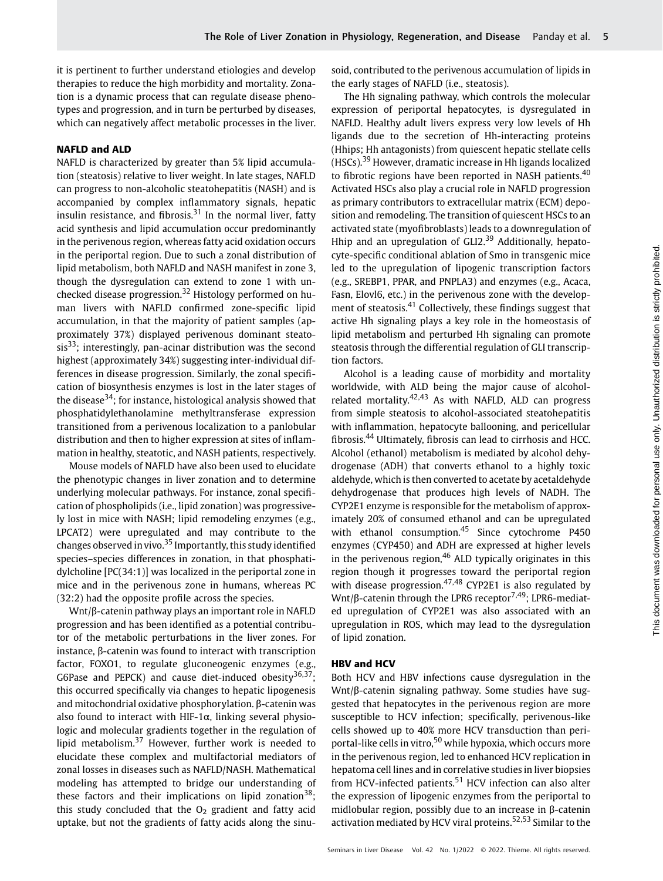it is pertinent to further understand etiologies and develop therapies to reduce the high morbidity and mortality. Zonation is a dynamic process that can regulate disease phenotypes and progression, and in turn be perturbed by diseases, which can negatively affect metabolic processes in the liver.

### NAFLD and ALD

NAFLD is characterized by greater than 5% lipid accumulation (steatosis) relative to liver weight. In late stages, NAFLD can progress to non-alcoholic steatohepatitis (NASH) and is accompanied by complex inflammatory signals, hepatic insulin resistance, and fibrosis.[31] In the normal liver, fatty acid synthesis and lipid accumulation occur predominantly in the perivenous region, whereas fatty acid oxidation occurs in the periportal region. Due to such a zonal distribution of lipid metabolism, both NAFLD and NASH manifest in zone 3, though the dysregulation can extend to zone 1 with unchecked disease progression.[32] Histology performed on human livers with NAFLD confirmed zone-specific lipid accumulation, in that the majority of patient samples (approximately 37%) displayed perivenous dominant steatosis[33]; interestingly, pan-acinar distribution was the second highest (approximately 34%) suggesting inter-individual differences in disease progression. Similarly, the zonal specification of biosynthesis enzymes is lost in the later stages of the disease[34]; for instance, histological analysis showed that phosphatidylethanolamine methyltransferase expression transitioned from a perivenous localization to a panlobular distribution and then to higher expression at sites of inflammation in healthy, steatotic, and NASH patients, respectively.

Mouse models of NAFLD have also been used to elucidate the phenotypic changes in liver zonation and to determine underlying molecular pathways. For instance, zonal specification of phospholipids (i.e., lipid zonation) was progressively lost in mice with NASH; lipid remodeling enzymes (e.g., LPCAT2) were upregulated and may contribute to the changes observed in vivo.[35] Importantly, this study identified species–species differences in zonation, in that phosphatidylcholine [PC(34:1)] was localized in the periportal zone in mice and in the perivenous zone in humans, whereas PC (32:2) had the opposite profile across the species.

Wnt/β-catenin pathway plays an important role in NAFLD progression and has been identified as a potential contributor of the metabolic perturbations in the liver zones. For instance, β-catenin was found to interact with transcription factor, FOXO1, to regulate gluconeogenic enzymes (e.g., G6Pase and PEPCK) and cause diet-induced obesity[36,37]; this occurred specifically via changes to hepatic lipogenesis and mitochondrial oxidative phosphorylation. β-catenin was also found to interact with HIF-1α, linking several physiologic and molecular gradients together in the regulation of lipid metabolism.[37] However, further work is needed to elucidate these complex and multifactorial mediators of zonal losses in diseases such as NAFLD/NASH. Mathematical modeling has attempted to bridge our understanding of these factors and their implications on lipid zonation[38]; this study concluded that the $O_2$ gradient and fatty acid uptake, but not the gradients of fatty acids along the sinusoid, contributed to the perivenous accumulation of lipids in the early stages of NAFLD (i.e., steatosis).

The Hh signaling pathway, which controls the molecular expression of periportal hepatocytes, is dysregulated in NAFLD. Healthy adult livers express very low levels of Hh ligands due to the secretion of Hh-interacting proteins (Hhips; Hh antagonists) from quiescent hepatic stellate cells (HSCs).[39] However, dramatic increase in Hh ligands localized to fibrotic regions have been reported in NASH patients.[40] Activated HSCs also play a crucial role in NAFLD progression as primary contributors to extracellular matrix (ECM) deposition and remodeling. The transition of quiescent HSCs to an activated state (myofibroblasts) leads to a downregulation of Hhip and an upregulation of GLI2.[39] Additionally, hepatocyte-specific conditional ablation of Smo in transgenic mice led to the upregulation of lipogenic transcription factors (e.g., SREBP1, PPAR, and PNPLA3) and enzymes (e.g., Acaca, Fasn, Elovl6, etc.) in the perivenous zone with the development of steatosis.[41] Collectively, these findings suggest that active Hh signaling plays a key role in the homeostasis of lipid metabolism and perturbed Hh signaling can promote steatosis through the differential regulation of GLI transcription factors.

Alcohol is a leading cause of morbidity and mortality worldwide, with ALD being the major cause of alcohol-related mortality.[42,43] As with NAFLD, ALD can progress from simple steatosis to alcohol-associated steatohepatitis with inflammation, hepatocyte ballooning, and pericellular fibrosis.[44] Ultimately, fibrosis can lead to cirrhosis and HCC. Alcohol (ethanol) metabolism is mediated by alcohol dehydrogenase (ADH) that converts ethanol to a highly toxic aldehyde, which is then converted to acetate by acetaldehyde dehydrogenase that produces high levels of NADH. The CYP2E1 enzyme is responsible for the metabolism of approximately 20% of consumed ethanol and can be upregulated with ethanol consumption.[45] Since cytochrome P450 enzymes (CYP450) and ADH are expressed at higher levels in the perivenous region,[46] ALD typically originates in this region though it progresses toward the periportal region with disease progression.[47,48] CYP2E1 is also regulated by Wnt/β-catenin through the LPR6 receptor[7,49]; LPR6-mediated upregulation of CYP2E1 was also associated with an upregulation in ROS, which may lead to the dysregulation of lipid zonation.

### HBV and HCV

Both HCV and HBV infections cause dysregulation in the Wnt/β-catenin signaling pathway. Some studies have suggested that hepatocytes in the perivenous region are more susceptible to HCV infection; specifically, perivenous-like cells showed up to 40% more HCV transduction than periportal-like cells in vitro,[50] while hypoxia, which occurs more in the perivenous region, led to enhanced HCV replication in hepatoma cell lines and in correlative studies in liver biopsies from HCV-infected patients.[51] HCV infection can also alter the expression of lipogenic enzymes from the periportal to midlobular region, possibly due to an increase in β-catenin activation mediated by HCV viral proteins.[52,53] Similar to the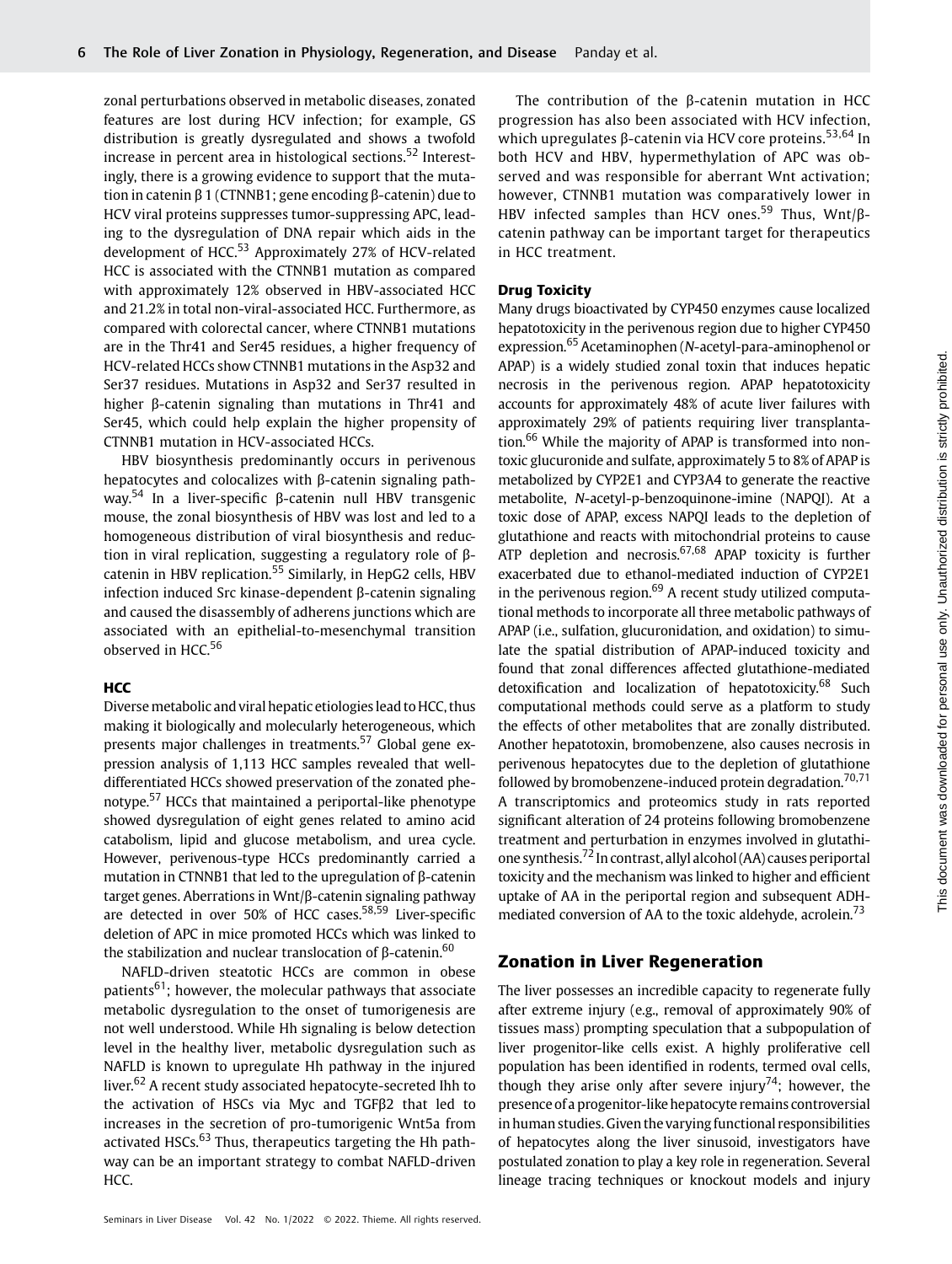zonal perturbations observed in metabolic diseases, zonated features are lost during HCV infection; for example, GS distribution is greatly dysregulated and shows a twofold increase in percent area in histological sections.[52] Interestingly, there is a growing evidence to support that the mutation in catenin β 1 (CTNNB1; gene encoding β-catenin) due to HCV viral proteins suppresses tumor-suppressing APC, leading to the dysregulation of DNA repair which aids in the development of HCC.[53] Approximately 27% of HCV-related HCC is associated with the CTNNB1 mutation as compared with approximately 12% observed in HBV-associated HCC and 21.2% in total non-viral-associated HCC. Furthermore, as compared with colorectal cancer, where CTNNB1 mutations are in the Thr41 and Ser45 residues, a higher frequency of HCV-related HCCs show CTNNB1 mutations in the Asp32 and Ser37 residues. Mutations in Asp32 and Ser37 resulted in higher β-catenin signaling than mutations in Thr41 and Ser45, which could help explain the higher propensity of CTNNB1 mutation in HCV-associated HCCs.

HBV biosynthesis predominantly occurs in perivenous hepatocytes and colocalizes with β-catenin signaling pathway.[54] In a liver-specific β-catenin null HBV transgenic mouse, the zonal biosynthesis of HBV was lost and led to a homogeneous distribution of viral biosynthesis and reduction in viral replication, suggesting a regulatory role of β-catenin in HBV replication.[55] Similarly, in HepG2 cells, HBV infection induced Src kinase-dependent β-catenin signaling and caused the disassembly of adherens junctions which are associated with an epithelial-to-mesenchymal transition observed in HCC.[56]

### HCC

Diverse metabolic and viral hepatic etiologies lead to HCC, thus making it biologically and molecularly heterogeneous, which presents major challenges in treatments.[57] Global gene expression analysis of 1,113 HCC samples revealed that well-differentiated HCCs showed preservation of the zonated phenotype.[57] HCCs that maintained a periportal-like phenotype showed dysregulation of eight genes related to amino acid catabolism, lipid and glucose metabolism, and urea cycle. However, perivenous-type HCCs predominantly carried a mutation in CTNNB1 that led to the upregulation of β-catenin target genes. Aberrations in Wnt/β-catenin signaling pathway are detected in over 50% of HCC cases.[58,59] Liver-specific deletion of APC in mice promoted HCCs which was linked to the stabilization and nuclear translocation of β-catenin.[60]

NAFLD-driven steatotic HCCs are common in obese patients[61]; however, the molecular pathways that associate metabolic dysregulation to the onset of tumorigenesis are not well understood. While Hh signaling is below detection level in the healthy liver, metabolic dysregulation such as NAFLD is known to upregulate Hh pathway in the injured liver.[62] A recent study associated hepatocyte-secreted Ihh to the activation of HSCs via Myc and TGFβ2 that led to increases in the secretion of pro-tumorigenic Wnt5a from activated HSCs.[63] Thus, therapeutics targeting the Hh pathway can be an important strategy to combat NAFLD-driven HCC.

The contribution of the β-catenin mutation in HCC progression has also been associated with HCV infection, which upregulates β-catenin via HCV core proteins.[53,64] In both HCV and HBV, hypermethylation of APC was observed and was responsible for aberrant Wnt activation; however, CTNNB1 mutation was comparatively lower in HBV infected samples than HCV ones.[59] Thus, Wnt/β-catenin pathway can be important target for therapeutics in HCC treatment.

### Drug Toxicity

Many drugs bioactivated by CYP450 enzymes cause localized hepatotoxicity in the perivenous region due to higher CYP450 expression.[65] Acetaminophen (*N*-acetyl-para-aminophenol or APAP) is a widely studied zonal toxin that induces hepatic necrosis in the perivenous region. APAP hepatotoxicity accounts for approximately 48% of acute liver failures with approximately 29% of patients requiring liver transplantation.[66] While the majority of APAP is transformed into non-toxic glucuronide and sulfate, approximately 5 to 8% of APAP is metabolized by CYP2E1 and CYP3A4 to generate the reactive metabolite, *N*-acetyl-p-benzoquinone-imine (NAPQI). At a toxic dose of APAP, excess NAPQI leads to the depletion of glutathione and reacts with mitochondrial proteins to cause ATP depletion and necrosis.[67,68] APAP toxicity is further exacerbated due to ethanol-mediated induction of CYP2E1 in the perivenous region.[69] A recent study utilized computational methods to incorporate all three metabolic pathways of APAP (i.e., sulfation, glucuronidation, and oxidation) to simulate the spatial distribution of APAP-induced toxicity and found that zonal differences affected glutathione-mediated detoxification and localization of hepatotoxicity.[68] Such computational methods could serve as a platform to study the effects of other metabolites that are zonally distributed. Another hepatotoxin, bromobenzene, also causes necrosis in perivenous hepatocytes due to the depletion of glutathione followed by bromobenzene-induced protein degradation.[70,71] A transcriptomics and proteomics study in rats reported significant alteration of 24 proteins following bromobenzene treatment and perturbation in enzymes involved in glutathione synthesis.[72] In contrast, allyl alcohol (AA) causes periportal toxicity and the mechanism was linked to higher and efficient uptake of AA in the periportal region and subsequent ADH-mediated conversion of AA to the toxic aldehyde, acrolein.[73]

## Zonation in Liver Regeneration

The liver possesses an incredible capacity to regenerate fully after extreme injury (e.g., removal of approximately 90% of tissues mass) prompting speculation that a subpopulation of liver progenitor-like cells exist. A highly proliferative cell population has been identified in rodents, termed oval cells, though they arise only after severe injury[74]; however, the presence of a progenitor-like hepatocyte remains controversial in human studies. Given the varying functional responsibilities of hepatocytes along the liver sinusoid, investigators have postulated zonation to play a key role in regeneration. Several lineage tracing techniques or knockout models and injury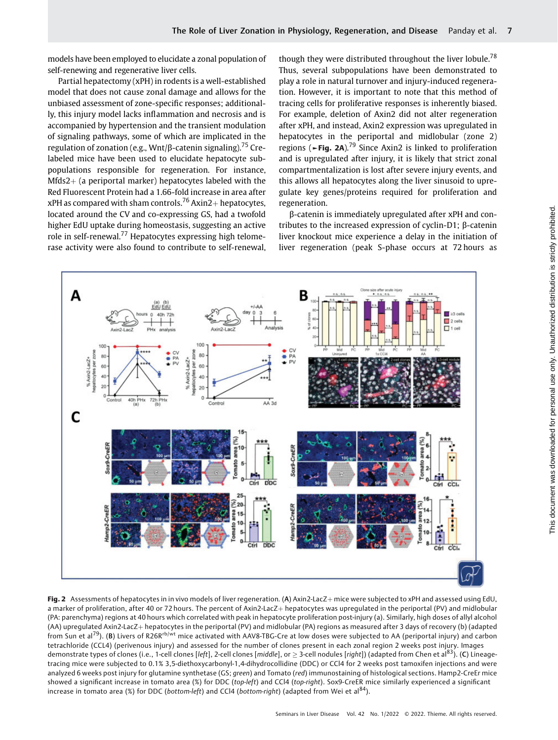models have been employed to elucidate a zonal population of self-renewing and regenerative liver cells.

Partial hepatectomy (xPH) in rodents is a well-established model that does not cause zonal damage and allows for the unbiased assessment of zone-specific responses; additionally, this injury model lacks inflammation and necrosis and is accompanied by hypertension and the transient modulation of signaling pathways, some of which are implicated in the regulation of zonation (e.g., Wnt/β-catenin signaling).[75] Cre-labeled mice have been used to elucidate hepatocyte subpopulations responsible for regeneration. For instance, Mfds2+ (a periportal marker) hepatocytes labeled with the Red Fluorescent Protein had a 1.66-fold increase in area after xPH as compared with sham controls.[76] Axin2+ hepatocytes, located around the CV and co-expressing GS, had a twofold higher EdU uptake during homeostasis, suggesting an active role in self-renewal.[77] Hepatocytes expressing high telomerase activity were also found to contribute to self-renewal, though they were distributed throughout the liver lobule.[78] Thus, several subpopulations have been demonstrated to play a role in natural turnover and injury-induced regeneration. However, it is important to note that this method of tracing cells for proliferative responses is inherently biased. For example, deletion of Axin2 did not alter regeneration after xPH, and instead, Axin2 expression was upregulated in hepatocytes in the periportal and midlobular (zone 2) regions (►**Fig. 2A**).[79] Since Axin2 is linked to proliferation and is upregulated after injury, it is likely that strict zonal compartmentalization is lost after severe injury events, and this allows all hepatocytes along the liver sinusoid to upregulate key genes/proteins required for proliferation and regeneration.

β-catenin is immediately upregulated after xPH and contributes to the increased expression of cyclin-D1; β-catenin liver knockout mice experience a delay in the initiation of liver regeneration (peak S-phase occurs at 72 hours as

**Fig. 2** Assessments of hepatocytes in in vivo models of liver regeneration. (**A**) Axin2-LacZ+ mice were subjected to xPH and assessed using EdU, a marker of proliferation, after 40 or 72 hours. The percent of Axin2-LacZ+ hepatocytes was upregulated in the periportal (PV) and midlobular (PA: parenchyma) regions at 40 hours which correlated with peak in hepatocyte proliferation post-injury (a). Similarly, high doses of allyl alcohol (AA) upregulated Axin2-LacZ+ hepatocytes in the periportal (PV) and midlobular (PA) regions as measured after 3 days of recovery (b) (adapted from Sun et al[79]). (**B**) Livers of R26R[rb/wt] mice activated with AAV8-TBG-Cre at low doses were subjected to AA (periportal injury) and carbon tetrachloride (CCL4) (perivenous injury) and assessed for the number of clones present in each zonal region 2 weeks post injury. Images demonstrate types of clones (i.e., 1-cell clones [*left*], 2-cell clones [*middle*], or ≥ 3-cell nodules [*right*]) (adapted from Chen et al[83]). (**C**) Lineage-tracing mice were subjected to 0.1% 3,5-diethoxycarbonyl-1,4-dihydrocollidine (DDC) or CCl4 for 2 weeks post tamoxifen injections and were analyzed 6 weeks post injury for glutamine synthetase (GS; *green*) and Tomato (*red*) immunostaining of histological sections. Hamp2-CreEr mice showed a significant increase in tomato area (%) for DDC (*top-left*) and CCl4 (*top-right*). Sox9-CreER mice similarly experienced a significant increase in tomato area (%) for DDC (*bottom-left*) and CCl4 (*bottom-right*) (adapted from Wei et al[84]).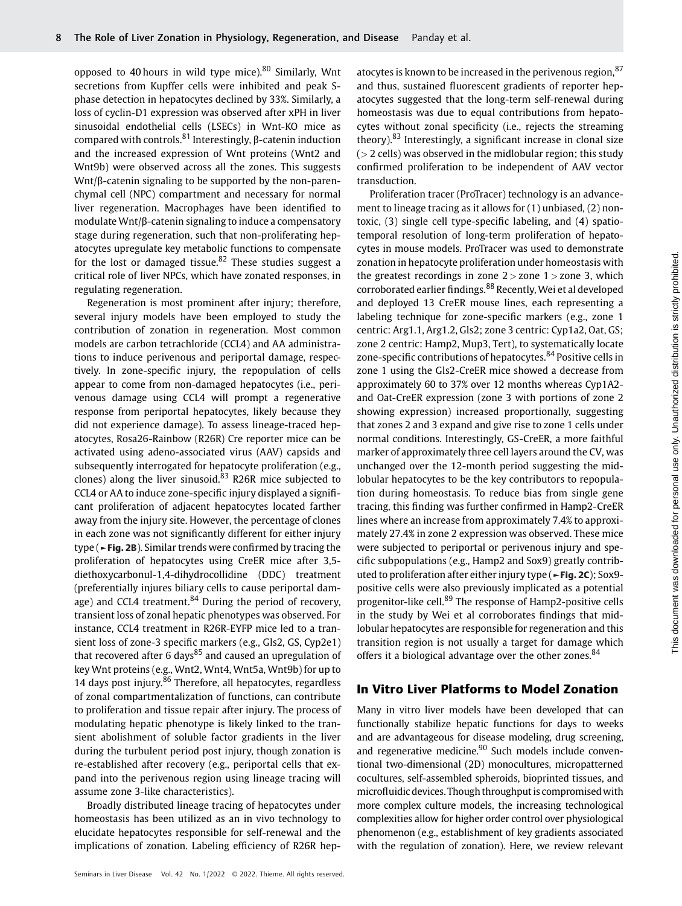opposed to 40 hours in wild type mice).[80] Similarly, Wnt secretions from Kupffer cells were inhibited and peak S-phase detection in hepatocytes declined by 33%. Similarly, a loss of cyclin-D1 expression was observed after xPH in liver sinusoidal endothelial cells (LSECs) in Wnt-KO mice as compared with controls.[81] Interestingly, β-catenin induction and the increased expression of Wnt proteins (Wnt2 and Wnt9b) were observed across all the zones. This suggests Wnt/β-catenin signaling to be supported by the non-parenchymal cell (NPC) compartment and necessary for normal liver regeneration. Macrophages have been identified to modulate Wnt/β-catenin signaling to induce a compensatory stage during regeneration, such that non-proliferating hepatocytes upregulate key metabolic functions to compensate for the lost or damaged tissue.[82] These studies suggest a critical role of liver NPCs, which have zonated responses, in regulating regeneration.

Regeneration is most prominent after injury; therefore, several injury models have been employed to study the contribution of zonation in regeneration. Most common models are carbon tetrachloride (CCL4) and AA administrations to induce perivenous and periportal damage, respectively. In zone-specific injury, the repopulation of cells appear to come from non-damaged hepatocytes (i.e., perivenous damage using CCL4 will prompt a regenerative response from periportal hepatocytes, likely because they did not experience damage). To assess lineage-traced hepatocytes, Rosa26-Rainbow (R26R) Cre reporter mice can be activated using adeno-associated virus (AAV) capsids and subsequently interrogated for hepatocyte proliferation (e.g., clones) along the liver sinusoid.[83] R26R mice subjected to CCL4 or AA to induce zone-specific injury displayed a significant proliferation of adjacent hepatocytes located farther away from the injury site. However, the percentage of clones in each zone was not significantly different for either injury type (►**Fig. 2B**). Similar trends were confirmed by tracing the proliferation of hepatocytes using CreER mice after 3,5-diethoxycarbonul-1,4-dihydrocollidine (DDC) treatment (preferentially injures biliary cells to cause periportal damage) and CCL4 treatment.[84] During the period of recovery, transient loss of zonal hepatic phenotypes was observed. For instance, CCL4 treatment in R26R-EYFP mice led to a transient loss of zone-3 specific markers (e.g., Gls2, GS, Cyp2e1) that recovered after 6 days[85] and caused an upregulation of key Wnt proteins (e.g., Wnt2, Wnt4, Wnt5a, Wnt9b) for up to 14 days post injury.[86] Therefore, all hepatocytes, regardless of zonal compartmentalization of functions, can contribute to proliferation and tissue repair after injury. The process of modulating hepatic phenotype is likely linked to the transient abolishment of soluble factor gradients in the liver during the turbulent period post injury, though zonation is re-established after recovery (e.g., periportal cells that expand into the perivenous region using lineage tracing will assume zone 3-like characteristics).

Broadly distributed lineage tracing of hepatocytes under homeostasis has been utilized as an in vivo technology to elucidate hepatocytes responsible for self-renewal and the implications of zonation. Labeling efficiency of R26R hepatocytes is known to be increased in the perivenous region,[87] and thus, sustained fluorescent gradients of reporter hepatocytes suggested that the long-term self-renewal during homeostasis was due to equal contributions from hepatocytes without zonal specificity (i.e., rejects the streaming theory).[83] Interestingly, a significant increase in clonal size (> 2 cells) was observed in the midlobular region; this study confirmed proliferation to be independent of AAV vector transduction.

Proliferation tracer (ProTracer) technology is an advancement to lineage tracing as it allows for (1) unbiased, (2) non-toxic, (3) single cell type-specific labeling, and (4) spatiotemporal resolution of long-term proliferation of hepatocytes in mouse models. ProTracer was used to demonstrate zonation in hepatocyte proliferation under homeostasis with the greatest recordings in zone 2 > zone 1 > zone 3, which corroborated earlier findings.[88] Recently, Wei et al developed and deployed 13 CreER mouse lines, each representing a labeling technique for zone-specific markers (e.g., zone 1 centric: Arg1.1, Arg1.2, Gls2; zone 3 centric: Cyp1a2, Oat, GS; zone 2 centric: Hamp2, Mup3, Tert), to systematically locate zone-specific contributions of hepatocytes.[84] Positive cells in zone 1 using the Gls2-CreER mice showed a decrease from approximately 60 to 37% over 12 months whereas Cyp1A2- and Oat-CreER expression (zone 3 with portions of zone 2 showing expression) increased proportionally, suggesting that zones 2 and 3 expand and give rise to zone 1 cells under normal conditions. Interestingly, GS-CreER, a more faithful marker of approximately three cell layers around the CV, was unchanged over the 12-month period suggesting the midlobular hepatocytes to be the key contributors to repopulation during homeostasis. To reduce bias from single gene tracing, this finding was further confirmed in Hamp2-CreER lines where an increase from approximately 7.4% to approximately 27.4% in zone 2 expression was observed. These mice were subjected to periportal or perivenous injury and specific subpopulations (e.g., Hamp2 and Sox9) greatly contributed to proliferation after either injury type (►**Fig. 2C**); Sox9-positive cells were also previously implicated as a potential progenitor-like cell.[89] The response of Hamp2-positive cells in the study by Wei et al corroborates findings that midlobular hepatocytes are responsible for regeneration and this transition region is not usually a target for damage which offers it a biological advantage over the other zones.[84]

## In Vitro Liver Platforms to Model Zonation

Many in vitro liver models have been developed that can functionally stabilize hepatic functions for days to weeks and are advantageous for disease modeling, drug screening, and regenerative medicine.[90] Such models include conventional two-dimensional (2D) monocultures, micropatterned cocultures, self-assembled spheroids, bioprinted tissues, and microfluidic devices. Though throughput is compromised with more complex culture models, the increasing technological complexities allow for higher order control over physiological phenomenon (e.g., establishment of key gradients associated with the regulation of zonation). Here, we review relevant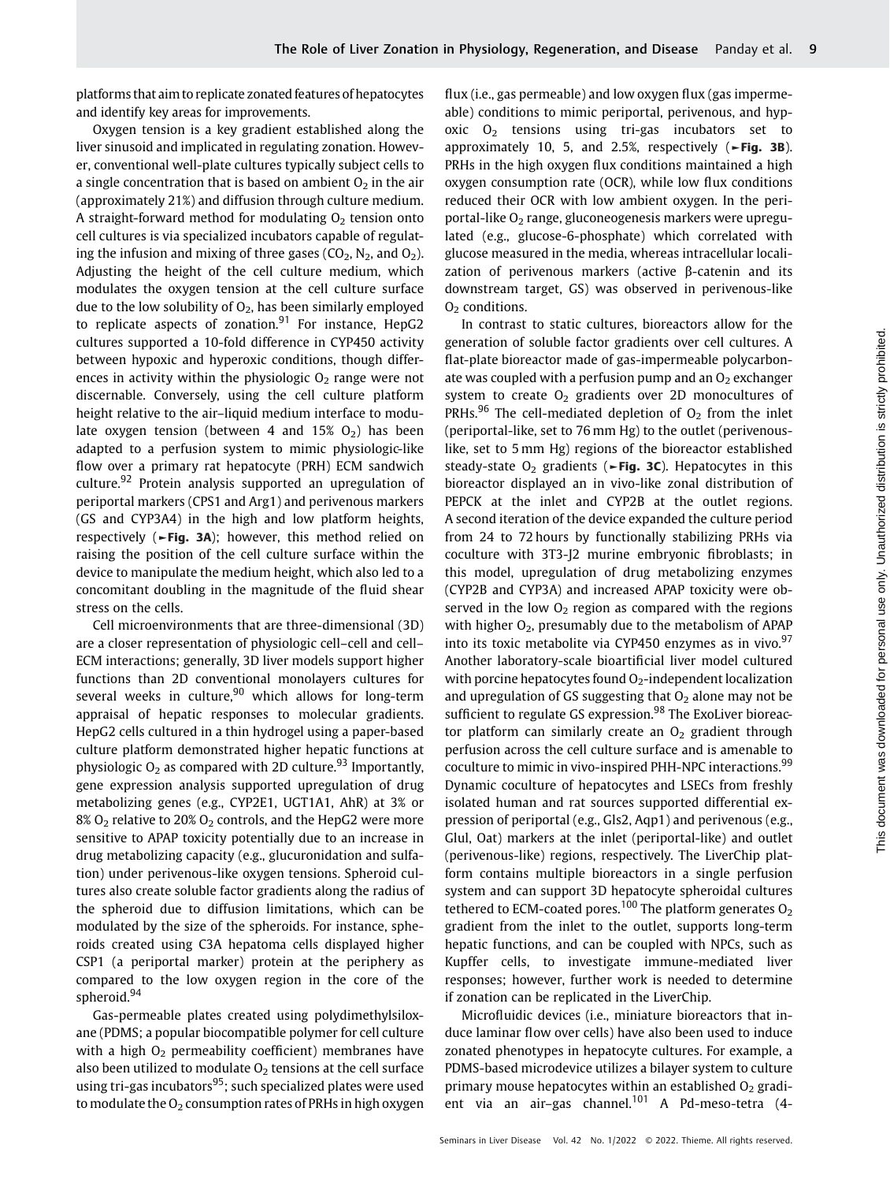platforms that aim to replicate zonated features of hepatocytes and identify key areas for improvements.

Oxygen tension is a key gradient established along the liver sinusoid and implicated in regulating zonation. However, conventional well-plate cultures typically subject cells to a single concentration that is based on ambient $O_2$ in the air (approximately 21%) and diffusion through culture medium. A straight-forward method for modulating $O_2$ tension onto cell cultures is via specialized incubators capable of regulating the infusion and mixing of three gases ($CO_2$, $N_2$, and $O_2$). Adjusting the height of the cell culture medium, which modulates the oxygen tension at the cell culture surface due to the low solubility of $O_2$, has been similarly employed to replicate aspects of zonation.[91] For instance, HepG2 cultures supported a 10-fold difference in CYP450 activity between hypoxic and hyperoxic conditions, though differences in activity within the physiologic $O_2$ range were not discernable. Conversely, using the cell culture platform height relative to the air–liquid medium interface to modulate oxygen tension (between 4 and 15% $O_2$) has been adapted to a perfusion system to mimic physiologic-like flow over a primary rat hepatocyte (PRH) ECM sandwich culture.[92] Protein analysis supported an upregulation of periportal markers (CPS1 and Arg1) and perivenous markers (GS and CYP3A4) in the high and low platform heights, respectively (►**Fig. 3A**); however, this method relied on raising the position of the cell culture surface within the device to manipulate the medium height, which also led to a concomitant doubling in the magnitude of the fluid shear stress on the cells.

Cell microenvironments that are three-dimensional (3D) are a closer representation of physiologic cell–cell and cell–ECM interactions; generally, 3D liver models support higher functions than 2D conventional monolayers cultures for several weeks in culture,[90] which allows for long-term appraisal of hepatic responses to molecular gradients. HepG2 cells cultured in a thin hydrogel using a paper-based culture platform demonstrated higher hepatic functions at physiologic $O_2$ as compared with 2D culture.[93] Importantly, gene expression analysis supported upregulation of drug metabolizing genes (e.g., CYP2E1, UGT1A1, AhR) at 3% or 8% $O_2$ relative to 20% $O_2$ controls, and the HepG2 were more sensitive to APAP toxicity potentially due to an increase in drug metabolizing capacity (e.g., glucuronidation and sulfation) under perivenous-like oxygen tensions. Spheroid cultures also create soluble factor gradients along the radius of the spheroid due to diffusion limitations, which can be modulated by the size of the spheroids. For instance, spheroids created using C3A hepatoma cells displayed higher CSP1 (a periportal marker) protein at the periphery as compared to the low oxygen region in the core of the spheroid.[94]

Gas-permeable plates created using polydimethylsiloxane (PDMS; a popular biocompatible polymer for cell culture with a high $O_2$ permeability coefficient) membranes have also been utilized to modulate $O_2$ tensions at the cell surface using tri-gas incubators[95]; such specialized plates were used to modulate the $O_2$ consumption rates of PRHs in high oxygen flux (i.e., gas permeable) and low oxygen flux (gas impermeable) conditions to mimic periportal, perivenous, and hypoxic $O_2$ tensions using tri-gas incubators set to approximately 10, 5, and 2.5%, respectively (►**Fig. 3B**). PRHs in the high oxygen flux conditions maintained a high oxygen consumption rate (OCR), while low flux conditions reduced their OCR with low ambient oxygen. In the periportal-like $O_2$ range, gluconeogenesis markers were upregulated (e.g., glucose-6-phosphate) which correlated with glucose measured in the media, whereas intracellular localization of perivenous markers (active β-catenin and its downstream target, GS) was observed in perivenous-like $O_2$ conditions.

In contrast to static cultures, bioreactors allow for the generation of soluble factor gradients over cell cultures. A flat-plate bioreactor made of gas-impermeable polycarbonate was coupled with a perfusion pump and an $O_2$ exchanger system to create $O_2$ gradients over 2D monocultures of PRHs.[96] The cell-mediated depletion of $O_2$ from the inlet (periportal-like, set to 76 mm Hg) to the outlet (perivenous-like, set to 5 mm Hg) regions of the bioreactor established steady-state $O_2$ gradients (►**Fig. 3C**). Hepatocytes in this bioreactor displayed an in vivo-like zonal distribution of PEPCK at the inlet and CYP2B at the outlet regions. A second iteration of the device expanded the culture period from 24 to 72 hours by functionally stabilizing PRHs via coculture with 3T3-J2 murine embryonic fibroblasts; in this model, upregulation of drug metabolizing enzymes (CYP2B and CYP3A) and increased APAP toxicity were observed in the low $O_2$ region as compared with the regions with higher $O_2$, presumably due to the metabolism of APAP into its toxic metabolite via CYP450 enzymes as in vivo.[97] Another laboratory-scale bioartificial liver model cultured with porcine hepatocytes found $O_2$-independent localization and upregulation of GS suggesting that $O_2$ alone may not be sufficient to regulate GS expression.[98] The ExoLiver bioreactor platform can similarly create an $O_2$ gradient through perfusion across the cell culture surface and is amenable to coculture to mimic in vivo-inspired PHH-NPC interactions.[99] Dynamic coculture of hepatocytes and LSECs from freshly isolated human and rat sources supported differential expression of periportal (e.g., Gls2, Aqp1) and perivenous (e.g., Glul, Oat) markers at the inlet (periportal-like) and outlet (perivenous-like) regions, respectively. The LiverChip platform contains multiple bioreactors in a single perfusion system and can support 3D hepatocyte spheroidal cultures tethered to ECM-coated pores.[100] The platform generates $O_2$ gradient from the inlet to the outlet, supports long-term hepatic functions, and can be coupled with NPCs, such as Kupffer cells, to investigate immune-mediated liver responses; however, further work is needed to determine if zonation can be replicated in the LiverChip.

Microfluidic devices (i.e., miniature bioreactors that induce laminar flow over cells) have also been used to induce zonated phenotypes in hepatocyte cultures. For example, a PDMS-based microdevice utilizes a bilayer system to culture primary mouse hepatocytes within an established $O_2$ gradient via an air–gas channel.[101] A Pd-meso-tetra (4-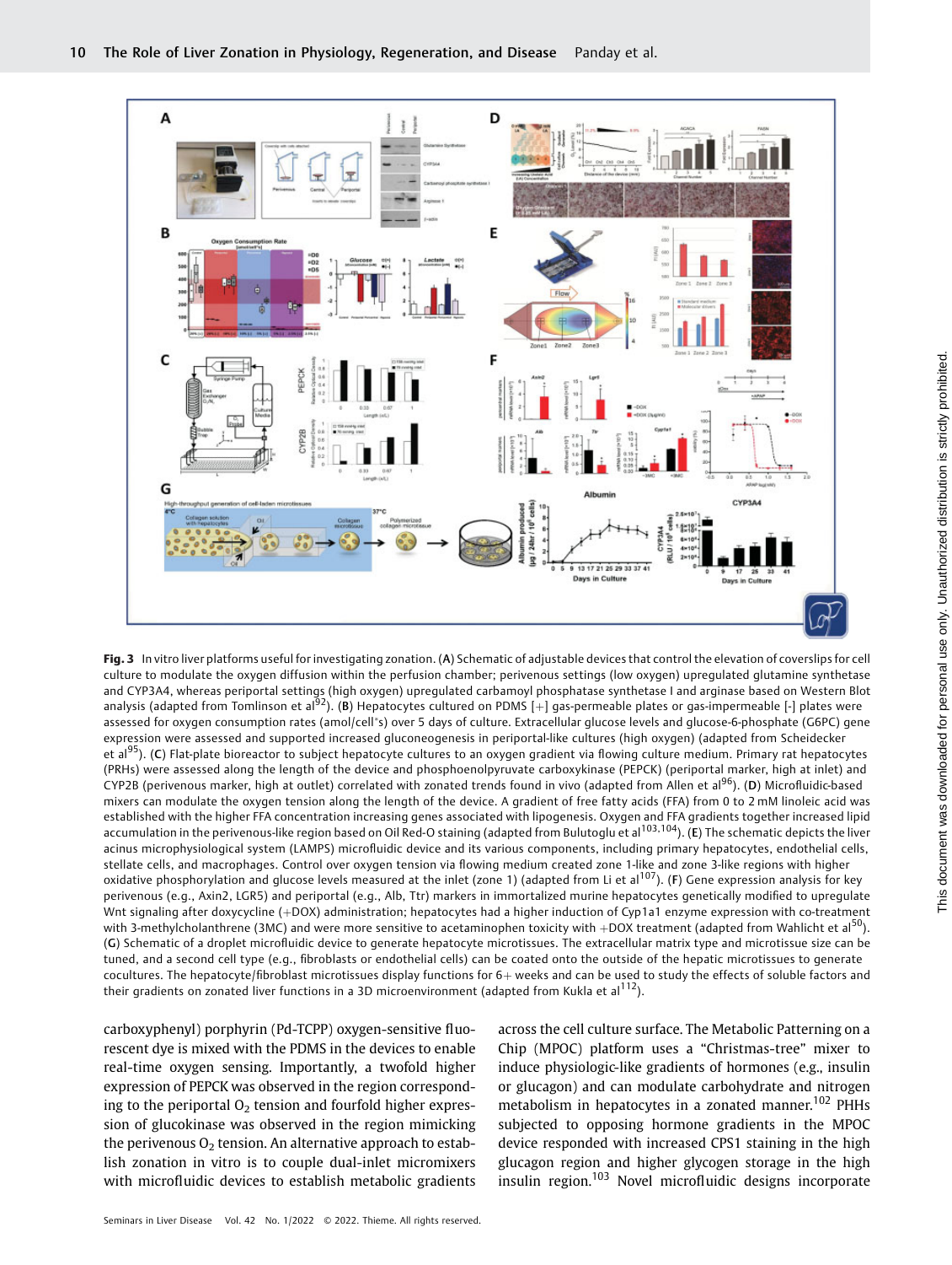**Fig. 3** In vitro liver platforms useful for investigating zonation. (**A**) Schematic of adjustable devices that control the elevation of coverslips for cell culture to modulate the oxygen diffusion within the perfusion chamber; perivenous settings (low oxygen) upregulated glutamine synthetase and CYP3A4, whereas periportal settings (high oxygen) upregulated carbamoyl phosphatase synthetase I and arginase based on Western Blot analysis (adapted from Tomlinson et al[92]). (**B**) Hepatocytes cultured on PDMS [+] gas-permeable plates or gas-impermeable [-] plates were assessed for oxygen consumption rates (amol/cell*s) over 5 days of culture. Extracellular glucose levels and glucose-6-phosphate (G6PC) gene expression were assessed and supported increased gluconeogenesis in periportal-like cultures (high oxygen) (adapted from Scheidecker et al[95]). (**C**) Flat-plate bioreactor to subject hepatocyte cultures to an oxygen gradient via flowing culture medium. Primary rat hepatocytes (PRHs) were assessed along the length of the device and phosphoenolpyruvate carboxykinase (PEPCK) (periportal marker, high at inlet) and CYP2B (perivenous marker, high at outlet) correlated with zonated trends found in vivo (adapted from Allen et al[96]). (**D**) Microfluidic-based mixers can modulate the oxygen tension along the length of the device. A gradient of free fatty acids (FFA) from 0 to 2 mM linoleic acid was established with the higher FFA concentration increasing genes associated with lipogenesis. Oxygen and FFA gradients together increased lipid accumulation in the perivenous-like region based on Oil Red-O staining (adapted from Bulutoglu et al[103,104]). (**E**) The schematic depicts the liver acinus microphysiological system (LAMPS) microfluidic device and its various components, including primary hepatocytes, endothelial cells, stellate cells, and macrophages. Control over oxygen tension via flowing medium created zone 1-like and zone 3-like regions with higher oxidative phosphorylation and glucose levels measured at the inlet (zone 1) (adapted from Li et al[107]). (**F**) Gene expression analysis for key perivenous (e.g., Axin2, LGR5) and periportal (e.g., Alb, Ttr) markers in immortalized murine hepatocytes genetically modified to upregulate Wnt signaling after doxycycline (+DOX) administration; hepatocytes had a higher induction of Cyp1a1 enzyme expression with co-treatment with 3-methylcholanthrene (3MC) and were more sensitive to acetaminophen toxicity with +DOX treatment (adapted from Wahlicht et al[50]). (**G**) Schematic of a droplet microfluidic device to generate hepatocyte microtissues. The extracellular matrix type and microtissue size can be tuned, and a second cell type (e.g., fibroblasts or endothelial cells) can be coated onto the outside of the hepatic microtissues to generate cocultures. The hepatocyte/fibroblast microtissues display functions for 6+ weeks and can be used to study the effects of soluble factors and their gradients on zonated liver functions in a 3D microenvironment (adapted from Kukla et al[112]).

carboxyphenyl) porphyrin (Pd-TCPP) oxygen-sensitive fluorescent dye is mixed with the PDMS in the devices to enable real-time oxygen sensing. Importantly, a twofold higher expression of PEPCK was observed in the region corresponding to the periportal $O_2$ tension and fourfold higher expression of glucokinase was observed in the region mimicking the perivenous $O_2$ tension. An alternative approach to establish zonation in vitro is to couple dual-inlet micromixers with microfluidic devices to establish metabolic gradients across the cell culture surface. The Metabolic Patterning on a Chip (MPOC) platform uses a "Christmas-tree" mixer to induce physiologic-like gradients of hormones (e.g., insulin or glucagon) and can modulate carbohydrate and nitrogen metabolism in hepatocytes in a zonated manner.[102] PHHs subjected to opposing hormone gradients in the MPOC device responded with increased CPS1 staining in the high glucagon region and higher glycogen storage in the high insulin region.[103] Novel microfluidic designs incorporate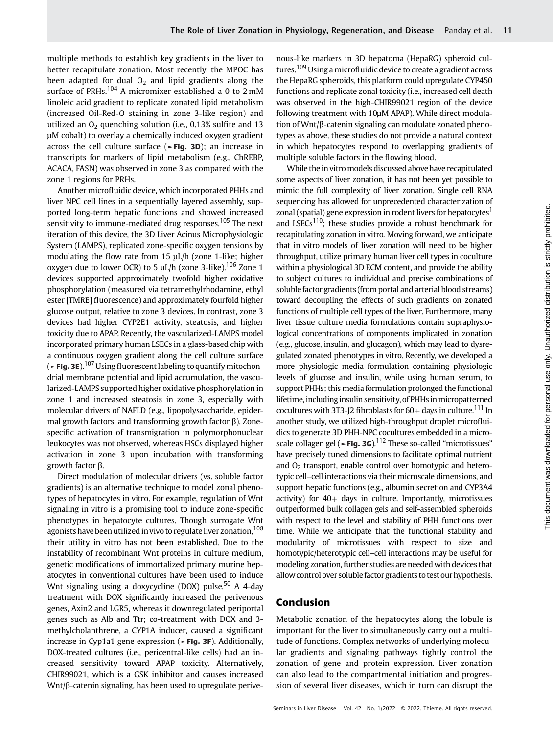multiple methods to establish key gradients in the liver to better recapitulate zonation. Most recently, the MPOC has been adapted for dual $O_2$ and lipid gradients along the surface of PRHs.[104] A micromixer established a 0 to 2 mM linoleic acid gradient to replicate zonated lipid metabolism (increased Oil-Red-O staining in zone 3-like region) and utilized an $O_2$ quenching solution (i.e., 0.13% sulfite and 13 μM cobalt) to overlay a chemically induced oxygen gradient across the cell culture surface (►**Fig. 3D**); an increase in transcripts for markers of lipid metabolism (e.g., ChREBP, ACACA, FASN) was observed in zone 3 as compared with the zone 1 regions for PRHs.

Another microfluidic device, which incorporated PHHs and liver NPC cell lines in a sequentially layered assembly, supported long-term hepatic functions and showed increased sensitivity to immune-mediated drug responses.[105] The next iteration of this device, the 3D Liver Acinus Microphysiologic System (LAMPS), replicated zone-specific oxygen tensions by modulating the flow rate from 15 μL/h (zone 1-like; higher oxygen due to lower OCR) to 5 μL/h (zone 3-like).[106] Zone 1 devices supported approximately twofold higher oxidative phosphorylation (measured via tetramethylrhodamine, ethyl ester [TMRE] fluorescence) and approximately fourfold higher glucose output, relative to zone 3 devices. In contrast, zone 3 devices had higher CYP2E1 activity, steatosis, and higher toxicity due to APAP. Recently, the vascularized-LAMPS model incorporated primary human LSECs in a glass-based chip with a continuous oxygen gradient along the cell culture surface (►**Fig. 3E**).[107] Using fluorescent labeling to quantify mitochondrial membrane potential and lipid accumulation, the vascularized-LAMPS supported higher oxidative phosphorylation in zone 1 and increased steatosis in zone 3, especially with molecular drivers of NAFLD (e.g., lipopolysaccharide, epidermal growth factors, and transforming growth factor β). Zone-specific activation of transmigration in polymorphonuclear leukocytes was not observed, whereas HSCs displayed higher activation in zone 3 upon incubation with transforming growth factor β.

Direct modulation of molecular drivers (vs. soluble factor gradients) is an alternative technique to model zonal phenotypes of hepatocytes in vitro. For example, regulation of Wnt signaling in vitro is a promising tool to induce zone-specific phenotypes in hepatocyte cultures. Though surrogate Wnt agonists have been utilized in vivo to regulate liver zonation,[108] their utility in vitro has not been established. Due to the instability of recombinant Wnt proteins in culture medium, genetic modifications of immortalized primary murine hepatocytes in conventional cultures have been used to induce Wnt signaling using a doxycycline (DOX) pulse.[50] A 4-day treatment with DOX significantly increased the perivenous genes, Axin2 and LGR5, whereas it downregulated periportal genes such as Alb and Ttr; co-treatment with DOX and 3-methylcholanthrene, a CYP1A inducer, caused a significant increase in Cyp1a1 gene expression (►**Fig. 3F**). Additionally, DOX-treated cultures (i.e., pericentral-like cells) had an increased sensitivity toward APAP toxicity. Alternatively, CHIR99021, which is a GSK inhibitor and causes increased Wnt/β-catenin signaling, has been used to upregulate perivenous-like markers in 3D hepatoma (HepaRG) spheroid cultures.[109] Using a microfluidic device to create a gradient across the HepaRG spheroids, this platform could upregulate CYP450 functions and replicate zonal toxicity (i.e., increased cell death was observed in the high-CHIR99021 region of the device following treatment with 10μM APAP). While direct modulation of Wnt/β-catenin signaling can modulate zonated phenotypes as above, these studies do not provide a natural context in which hepatocytes respond to overlapping gradients of multiple soluble factors in the flowing blood.

While the in vitro models discussed above have recapitulated some aspects of liver zonation, it has not been yet possible to mimic the full complexity of liver zonation. Single cell RNA sequencing has allowed for unprecedented characterization of zonal (spatial) gene expression in rodent livers for hepatocytes[1] and LSECs[110]; these studies provide a robust benchmark for recapitulating zonation in vitro. Moving forward, we anticipate that in vitro models of liver zonation will need to be higher throughput, utilize primary human liver cell types in coculture within a physiological 3D ECM content, and provide the ability to subject cultures to individual and precise combinations of soluble factor gradients (from portal and arterial blood streams) toward decoupling the effects of such gradients on zonated functions of multiple cell types of the liver. Furthermore, many liver tissue culture media formulations contain supraphysiological concentrations of components implicated in zonation (e.g., glucose, insulin, and glucagon), which may lead to dysregulated zonated phenotypes in vitro. Recently, we developed a more physiologic media formulation containing physiologic levels of glucose and insulin, while using human serum, to support PHHs; this media formulation prolonged the functional lifetime, including insulin sensitivity, of PHHs in micropatterned cocultures with 3T3-J2 fibroblasts for 60+ days in culture.[111] In another study, we utilized high-throughput droplet microfluidics to generate 3D PHH-NPC cocultures embedded in a microscale collagen gel (►**Fig. 3G**).[112] These so-called "microtissues" have precisely tuned dimensions to facilitate optimal nutrient and $O_2$ transport, enable control over homotypic and heterotypic cell–cell interactions via their microscale dimensions, and support hepatic functions (e.g., albumin secretion and CYP3A4 activity) for 40+ days in culture. Importantly, microtissues outperformed bulk collagen gels and self-assembled spheroids with respect to the level and stability of PHH functions over time. While we anticipate that the functional stability and modularity of microtissues with respect to size and homotypic/heterotypic cell–cell interactions may be useful for modeling zonation, further studies are needed with devices that allow control over soluble factor gradients to test our hypothesis.

## Conclusion

Metabolic zonation of the hepatocytes along the lobule is important for the liver to simultaneously carry out a multitude of functions. Complex networks of underlying molecular gradients and signaling pathways tightly control the zonation of gene and protein expression. Liver zonation can also lead to the compartmental initiation and progression of several liver diseases, which in turn can disrupt the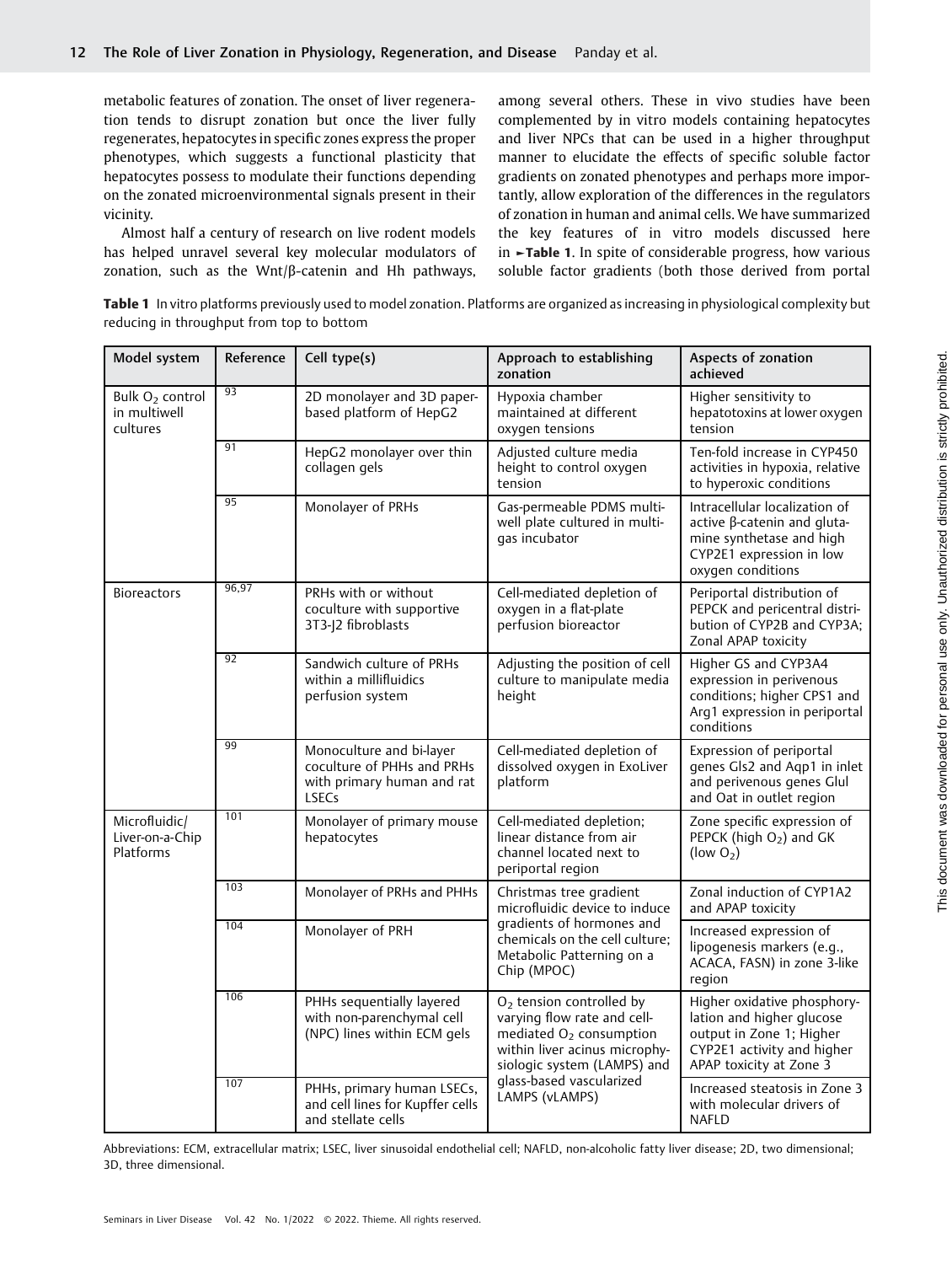metabolic features of zonation. The onset of liver regeneration tends to disrupt zonation but once the liver fully regenerates, hepatocytes in specific zones express the proper phenotypes, which suggests a functional plasticity that hepatocytes possess to modulate their functions depending on the zonated microenvironmental signals present in their vicinity.

Almost half a century of research on live rodent models has helped unravel several key molecular modulators of zonation, such as the Wnt/β-catenin and Hh pathways, among several others. These in vivo studies have been complemented by in vitro models containing hepatocytes and liver NPCs that can be used in a higher throughput manner to elucidate the effects of specific soluble factor gradients on zonated phenotypes and perhaps more importantly, allow exploration of the differences in the regulators of zonation in human and animal cells. We have summarized the key features of in vitro models discussed here in ►**Table 1**. In spite of considerable progress, how various soluble factor gradients (both those derived from portal

**Table 1** In vitro platforms previously used to model zonation. Platforms are organized as increasing in physiological complexity but reducing in throughput from top to bottom

| Model system | Reference | Cell type(s) | Approach to establishing zonation | Aspects of zonation achieved |
|---|---|---|---|---|
| Bulk $O_2$ control in multiwell cultures | 93 | 2D monolayer and 3D paper-based platform of HepG2 | Hypoxia chamber maintained at different oxygen tensions | Higher sensitivity to hepatotoxins at lower oxygen tension |
| | 91 | HepG2 monolayer over thin collagen gels | Adjusted culture media height to control oxygen tension | Ten-fold increase in CYP450 activities in hypoxia, relative to hyperoxic conditions |
| | 95 | Monolayer of PRHs | Gas-permeable PDMS multi-well plate cultured in multi-gas incubator | Intracellular localization of active β-catenin and glutamine synthetase and high CYP2E1 expression in low oxygen conditions |
| Bioreactors | 96,97 | PRHs with or without coculture with supportive 3T3-J2 fibroblasts | Cell-mediated depletion of oxygen in a flat-plate perfusion bioreactor | Periportal distribution of PEPCK and pericentral distribution of CYP2B and CYP3A; Zonal APAP toxicity |
| | 92 | Sandwich culture of PRHs within a millifluidics perfusion system | Adjusting the position of cell culture to manipulate media height | Higher GS and CYP3A4 expression in perivenous conditions; higher CPS1 and Arg1 expression in periportal conditions |
| | 99 | Monoculture and bi-layer coculture of PHHs and PRHs with primary human and rat LSECs | Cell-mediated depletion of dissolved oxygen in ExoLiver platform | Expression of periportal genes Gls2 and Aqp1 in inlet and perivenous genes Glul and Oat in outlet region |
| Microfluidic/ Liver-on-a-Chip Platforms | 101 | Monolayer of primary mouse hepatocytes | Cell-mediated depletion; linear distance from air channel located next to periportal region | Zone specific expression of PEPCK (high $O_2$) and GK (low $O_2$) |
| | 103 | Monolayer of PRHs and PHHs | Christmas tree gradient microfluidic device to induce gradients of hormones and chemicals on the cell culture; Metabolic Patterning on a Chip (MPOC) | Zonal induction of CYP1A2 and APAP toxicity |
| | 104 | Monolayer of PRH | | Increased expression of lipogenesis markers (e.g., ACACA, FASN) in zone 3-like region |
| | 106 | PHHs sequentially layered with non-parenchymal cell (NPC) lines within ECM gels | $O_2$ tension controlled by varying flow rate and cell-mediated $O_2$ consumption within liver acinus microphysiologic system (LAMPS) and glass-based vascularized LAMPS (vLAMPS) | Higher oxidative phosphorylation and higher glucose output in Zone 1; Higher CYP2E1 activity and higher APAP toxicity at Zone 3 |
| | 107 | PHHs, primary human LSECs, and cell lines for Kupffer cells and stellate cells | | Increased steatosis in Zone 3 with molecular drivers of NAFLD |

Abbreviations: ECM, extracellular matrix; LSEC, liver sinusoidal endothelial cell; NAFLD, non-alcoholic fatty liver disease; 2D, two dimensional; 3D, three dimensional.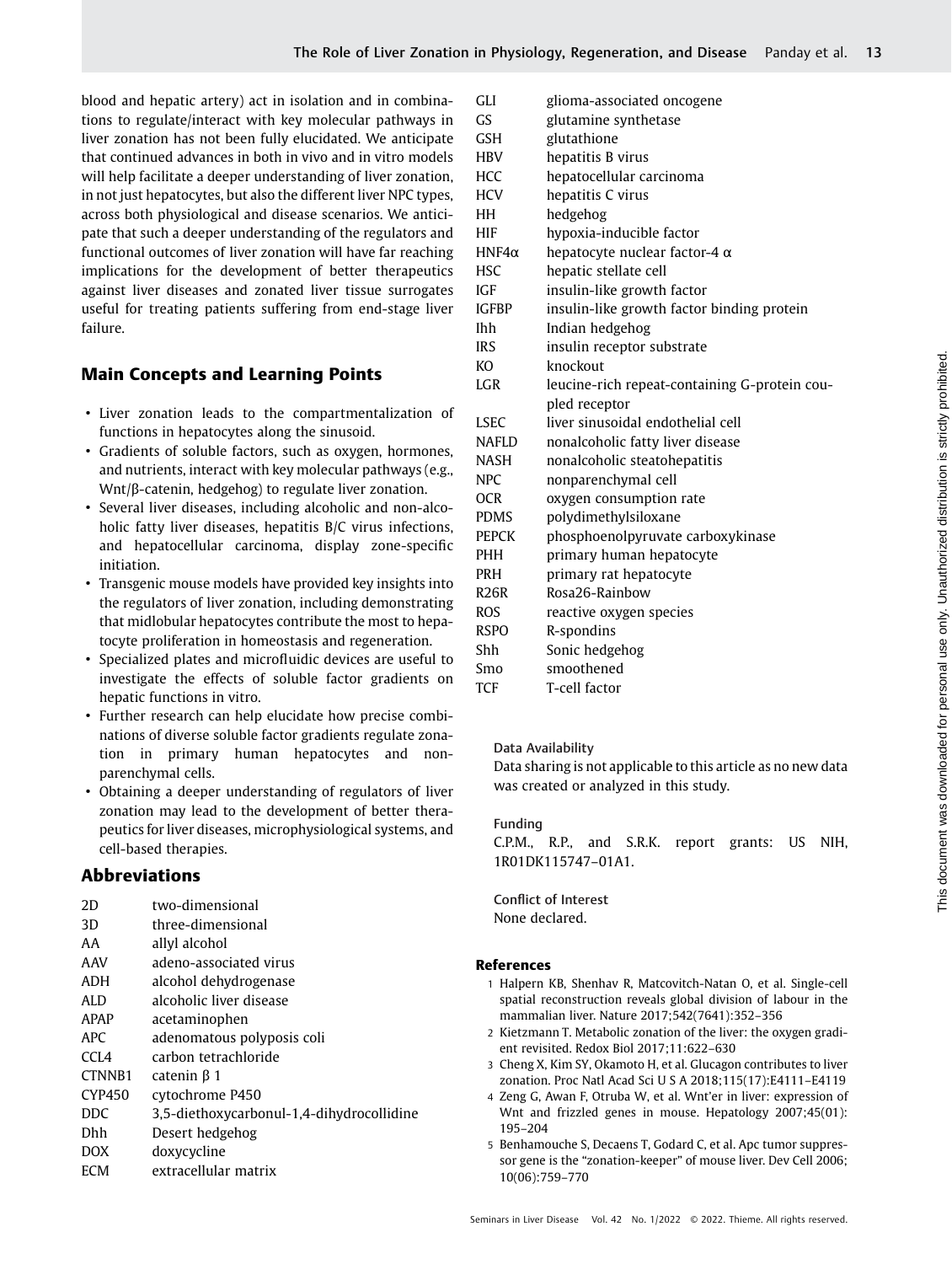blood and hepatic artery) act in isolation and in combinations to regulate/interact with key molecular pathways in liver zonation has not been fully elucidated. We anticipate that continued advances in both in vivo and in vitro models will help facilitate a deeper understanding of liver zonation, in not just hepatocytes, but also the different liver NPC types, across both physiological and disease scenarios. We anticipate that such a deeper understanding of the regulators and functional outcomes of liver zonation will have far reaching implications for the development of better therapeutics against liver diseases and zonated liver tissue surrogates useful for treating patients suffering from end-stage liver failure.

## Main Concepts and Learning Points

- Liver zonation leads to the compartmentalization of functions in hepatocytes along the sinusoid.
- Gradients of soluble factors, such as oxygen, hormones, and nutrients, interact with key molecular pathways (e.g., Wnt/β-catenin, hedgehog) to regulate liver zonation.
- Several liver diseases, including alcoholic and non-alcoholic fatty liver diseases, hepatitis B/C virus infections, and hepatocellular carcinoma, display zone-specific initiation.
- Transgenic mouse models have provided key insights into the regulators of liver zonation, including demonstrating that midlobular hepatocytes contribute the most to hepatocyte proliferation in homeostasis and regeneration.
- Specialized plates and microfluidic devices are useful to investigate the effects of soluble factor gradients on hepatic functions in vitro.
- Further research can help elucidate how precise combinations of diverse soluble factor gradients regulate zonation in primary human hepatocytes and nonparenchymal cells.
- Obtaining a deeper understanding of regulators of liver zonation may lead to the development of better therapeutics for liver diseases, microphysiological systems, and cell-based therapies.

## Abbreviations

| | |
|---|---|
| 2D | two-dimensional |
| 3D | three-dimensional |
| AA | allyl alcohol |
| AAV | adeno-associated virus |
| ADH | alcohol dehydrogenase |
| ALD | alcoholic liver disease |
| APAP | acetaminophen |
| APC | adenomatous polyposis coli |
| CCL4 | carbon tetrachloride |
| CTNNB1 | catenin β 1 |
| CYP450 | cytochrome P450 |
| DDC | 3,5-diethoxycarbonul-1,4-dihydrocollidine |
| Dhh | Desert hedgehog |
| DOX | doxycycline |
| ECM | extracellular matrix |
| GLI | glioma-associated oncogene |
| GS | glutamine synthetase |
| GSH | glutathione |
| HBV | hepatitis B virus |
| HCC | hepatocellular carcinoma |
| HCV | hepatitis C virus |
| HH | hedgehog |
| HIF | hypoxia-inducible factor |
| HNF4α | hepatocyte nuclear factor-4 α |
| HSC | hepatic stellate cell |
| IGF | insulin-like growth factor |
| IGFBP | insulin-like growth factor binding protein |
| Ihh | Indian hedgehog |
| IRS | insulin receptor substrate |
| KO | knockout |
| LGR | leucine-rich repeat-containing G-protein coupled receptor |
| LSEC | liver sinusoidal endothelial cell |
| NAFLD | nonalcoholic fatty liver disease |
| NASH | nonalcoholic steatohepatitis |
| NPC | nonparenchymal cell |
| OCR | oxygen consumption rate |
| PDMS | polydimethylsiloxane |
| PEPCK | phosphoenolpyruvate carboxykinase |
| PHH | primary human hepatocyte |
| PRH | primary rat hepatocyte |
| R26R | Rosa26-Rainbow |
| ROS | reactive oxygen species |
| RSPO | R-spondins |
| Shh | Sonic hedgehog |
| Smo | smoothened |
| TCF | T-cell factor |

**Data Availability**
Data sharing is not applicable to this article as no new data was created or analyzed in this study.

**Funding**
C.P.M., R.P., and S.R.K. report grants: US NIH, 1R01DK115747–01A1.

**Conflict of Interest**
None declared.

## References

1 Halpern KB, Shenhav R, Matcovitch-Natan O, et al. Single-cell spatial reconstruction reveals global division of labour in the mammalian liver. Nature 2017;542(7641):352–356

2 Kietzmann T. Metabolic zonation of the liver: the oxygen gradient revisited. Redox Biol 2017;11:622–630

3 Cheng X, Kim SY, Okamoto H, et al. Glucagon contributes to liver zonation. Proc Natl Acad Sci U S A 2018;115(17):E4111–E4119

4 Zeng G, Awan F, Otruba W, et al. Wnt'er in liver: expression of Wnt and frizzled genes in mouse. Hepatology 2007;45(01): 195–204

5 Benhamouche S, Decaens T, Godard C, et al. Apc tumor suppressor gene is the "zonation-keeper" of mouse liver. Dev Cell 2006; 10(06):759–770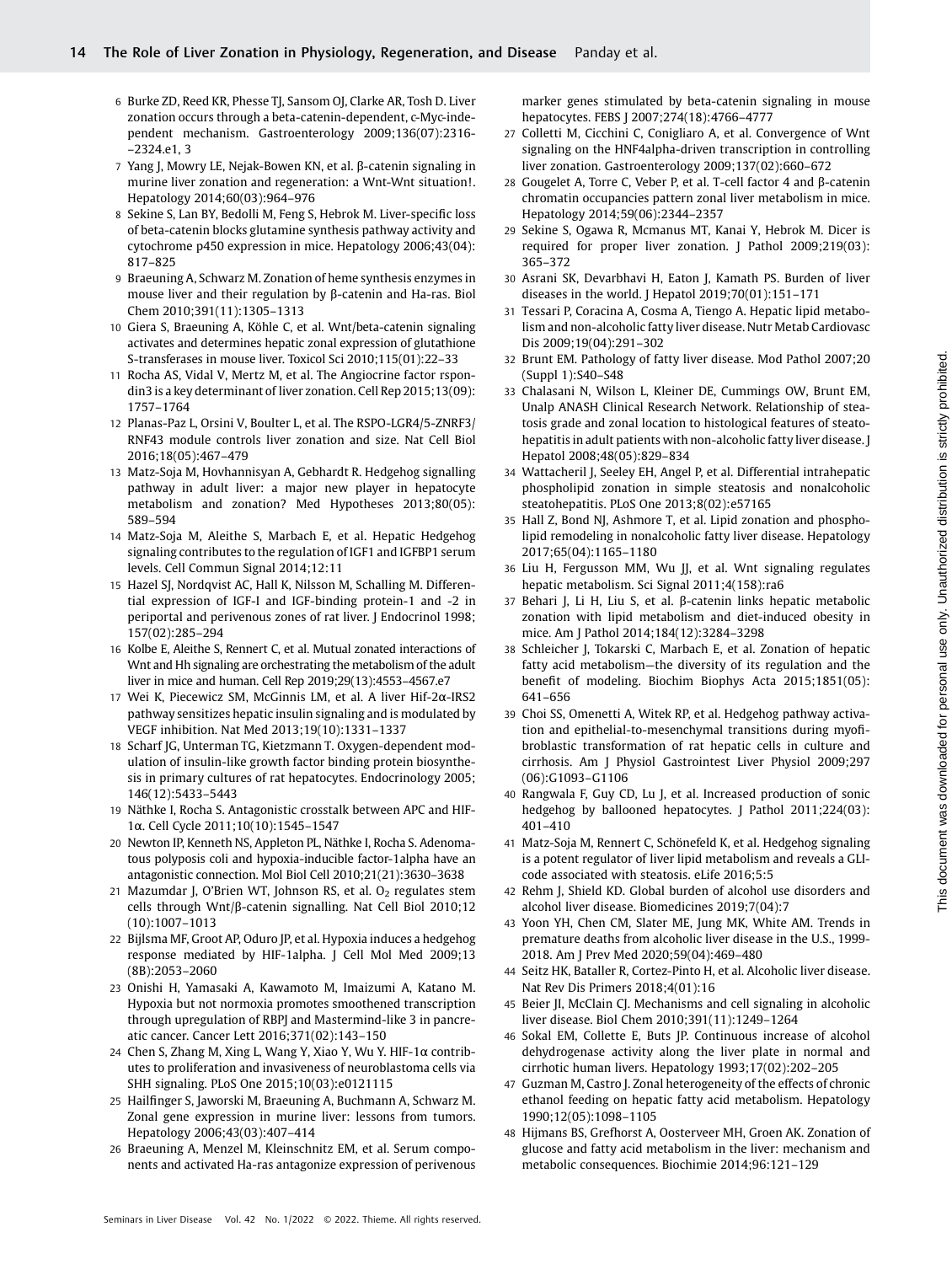6 Burke ZD, Reed KR, Phesse TJ, Sansom OJ, Clarke AR, Tosh D. Liver zonation occurs through a beta-catenin-dependent, c-Myc-independent mechanism. Gastroenterology 2009;136(07):2316–2324.e1, 3

7 Yang J, Mowry LE, Nejak-Bowen KN, et al. β-catenin signaling in murine liver zonation and regeneration: a Wnt-Wnt situation!. Hepatology 2014;60(03):964–976

8 Sekine S, Lan BY, Bedolli M, Feng S, Hebrok M. Liver-specific loss of beta-catenin blocks glutamine synthesis pathway activity and cytochrome p450 expression in mice. Hepatology 2006;43(04): 817–825

9 Braeuning A, Schwarz M. Zonation of heme synthesis enzymes in mouse liver and their regulation by β-catenin and Ha-ras. Biol Chem 2010;391(11):1305–1313

10 Giera S, Braeuning A, Köhle C, et al. Wnt/beta-catenin signaling activates and determines hepatic zonal expression of glutathione S-transferases in mouse liver. Toxicol Sci 2010;115(01):22–33

11 Rocha AS, Vidal V, Mertz M, et al. The Angiocrine factor rspondin3 is a key determinant of liver zonation. Cell Rep 2015;13(09): 1757–1764

12 Planas-Paz L, Orsini V, Boulter L, et al. The RSPO-LGR4/5-ZNRF3/ RNF43 module controls liver zonation and size. Nat Cell Biol 2016;18(05):467–479

13 Matz-Soja M, Hovhannisyan A, Gebhardt R. Hedgehog signalling pathway in adult liver: a major new player in hepatocyte metabolism and zonation? Med Hypotheses 2013;80(05): 589–594

14 Matz-Soja M, Aleithe S, Marbach E, et al. Hepatic Hedgehog signaling contributes to the regulation of IGF1 and IGFBP1 serum levels. Cell Commun Signal 2014;12:11

15 Hazel SJ, Nordqvist AC, Hall K, Nilsson M, Schalling M. Differential expression of IGF-I and IGF-binding protein-1 and -2 in periportal and perivenous zones of rat liver. J Endocrinol 1998; 157(02):285–294

16 Kolbe E, Aleithe S, Rennert C, et al. Mutual zonated interactions of Wnt and Hh signaling are orchestrating the metabolism of the adult liver in mice and human. Cell Rep 2019;29(13):4553–4567.e7

17 Wei K, Piecewicz SM, McGinnis LM, et al. A liver Hif-2α-IRS2 pathway sensitizes hepatic insulin signaling and is modulated by VEGF inhibition. Nat Med 2013;19(10):1331–1337

18 Scharf JG, Unterman TG, Kietzmann T. Oxygen-dependent modulation of insulin-like growth factor binding protein biosynthesis in primary cultures of rat hepatocytes. Endocrinology 2005; 146(12):5433–5443

19 Näthke I, Rocha S. Antagonistic crosstalk between APC and HIF-1α. Cell Cycle 2011;10(10):1545–1547

20 Newton IP, Kenneth NS, Appleton PL, Näthke I, Rocha S. Adenomatous polyposis coli and hypoxia-inducible factor-1alpha have an antagonistic connection. Mol Biol Cell 2010;21(21):3630–3638

21 Mazumdar J, O'Brien WT, Johnson RS, et al. $O_2$ regulates stem cells through Wnt/β-catenin signalling. Nat Cell Biol 2010;12 (10):1007–1013

22 Bijlsma MF, Groot AP, Oduro JP, et al. Hypoxia induces a hedgehog response mediated by HIF-1alpha. J Cell Mol Med 2009;13 (8B):2053–2060

23 Onishi H, Yamasaki A, Kawamoto M, Imaizumi A, Katano M. Hypoxia but not normoxia promotes smoothened transcription through upregulation of RBPJ and Mastermind-like 3 in pancreatic cancer. Cancer Lett 2016;371(02):143–150

24 Chen S, Zhang M, Xing L, Wang Y, Xiao Y, Wu Y. HIF-1α contributes to proliferation and invasiveness of neuroblastoma cells via SHH signaling. PLoS One 2015;10(03):e0121115

25 Hailfinger S, Jaworski M, Braeuning A, Buchmann A, Schwarz M. Zonal gene expression in murine liver: lessons from tumors. Hepatology 2006;43(03):407–414

26 Braeuning A, Menzel M, Kleinschnitz EM, et al. Serum components and activated Ha-ras antagonize expression of perivenous marker genes stimulated by beta-catenin signaling in mouse hepatocytes. FEBS J 2007;274(18):4766–4777

27 Colletti M, Cicchini C, Conigliaro A, et al. Convergence of Wnt signaling on the HNF4alpha-driven transcription in controlling liver zonation. Gastroenterology 2009;137(02):660–672

28 Gougelet A, Torre C, Veber P, et al. T-cell factor 4 and β-catenin chromatin occupancies pattern zonal liver metabolism in mice. Hepatology 2014;59(06):2344–2357

29 Sekine S, Ogawa R, Mcmanus MT, Kanai Y, Hebrok M. Dicer is required for proper liver zonation. J Pathol 2009;219(03): 365–372

30 Asrani SK, Devarbhavi H, Eaton J, Kamath PS. Burden of liver diseases in the world. J Hepatol 2019;70(01):151–171

31 Tessari P, Coracina A, Cosma A, Tiengo A. Hepatic lipid metabolism and non-alcoholic fatty liver disease. Nutr Metab Cardiovasc Dis 2009;19(04):291–302

32 Brunt EM. Pathology of fatty liver disease. Mod Pathol 2007;20 (Suppl 1):S40–S48

33 Chalasani N, Wilson L, Kleiner DE, Cummings OW, Brunt EM, Unalp ANASH Clinical Research Network. Relationship of steatosis grade and zonal location to histological features of steatohepatitis in adult patients with non-alcoholic fatty liver disease. J Hepatol 2008;48(05):829–834

34 Wattacheril J, Seeley EH, Angel P, et al. Differential intrahepatic phospholipid zonation in simple steatosis and nonalcoholic steatohepatitis. PLoS One 2013;8(02):e57165

35 Hall Z, Bond NJ, Ashmore T, et al. Lipid zonation and phospholipid remodeling in nonalcoholic fatty liver disease. Hepatology 2017;65(04):1165–1180

36 Liu H, Fergusson MM, Wu JJ, et al. Wnt signaling regulates hepatic metabolism. Sci Signal 2011;4(158):ra6

37 Behari J, Li H, Liu S, et al. β-catenin links hepatic metabolic zonation with lipid metabolism and diet-induced obesity in mice. Am J Pathol 2014;184(12):3284–3298

38 Schleicher J, Tokarski C, Marbach E, et al. Zonation of hepatic fatty acid metabolism—the diversity of its regulation and the benefit of modeling. Biochim Biophys Acta 2015;1851(05): 641–656

39 Choi SS, Omenetti A, Witek RP, et al. Hedgehog pathway activation and epithelial-to-mesenchymal transitions during myofibroblastic transformation of rat hepatic cells in culture and cirrhosis. Am J Physiol Gastrointest Liver Physiol 2009;297 (06):G1093–G1106

40 Rangwala F, Guy CD, Lu J, et al. Increased production of sonic hedgehog by ballooned hepatocytes. J Pathol 2011;224(03): 401–410

41 Matz-Soja M, Rennert C, Schönefeld K, et al. Hedgehog signaling is a potent regulator of liver lipid metabolism and reveals a GLI-code associated with steatosis. eLife 2016;5:5

42 Rehm J, Shield KD. Global burden of alcohol use disorders and alcohol liver disease. Biomedicines 2019;7(04):7

43 Yoon YH, Chen CM, Slater ME, Jung MK, White AM. Trends in premature deaths from alcoholic liver disease in the U.S., 1999-2018. Am J Prev Med 2020;59(04):469–480

44 Seitz HK, Bataller R, Cortez-Pinto H, et al. Alcoholic liver disease. Nat Rev Dis Primers 2018;4(01):16

45 Beier JI, McClain CJ. Mechanisms and cell signaling in alcoholic liver disease. Biol Chem 2010;391(11):1249–1264

46 Sokal EM, Collette E, Buts JP. Continuous increase of alcohol dehydrogenase activity along the liver plate in normal and cirrhotic human livers. Hepatology 1993;17(02):202–205

47 Guzman M, Castro J. Zonal heterogeneity of the effects of chronic ethanol feeding on hepatic fatty acid metabolism. Hepatology 1990;12(05):1098–1105

48 Hijmans BS, Grefhorst A, Oosterveer MH, Groen AK. Zonation of glucose and fatty acid metabolism in the liver: mechanism and metabolic consequences. Biochimie 2014;96:121–129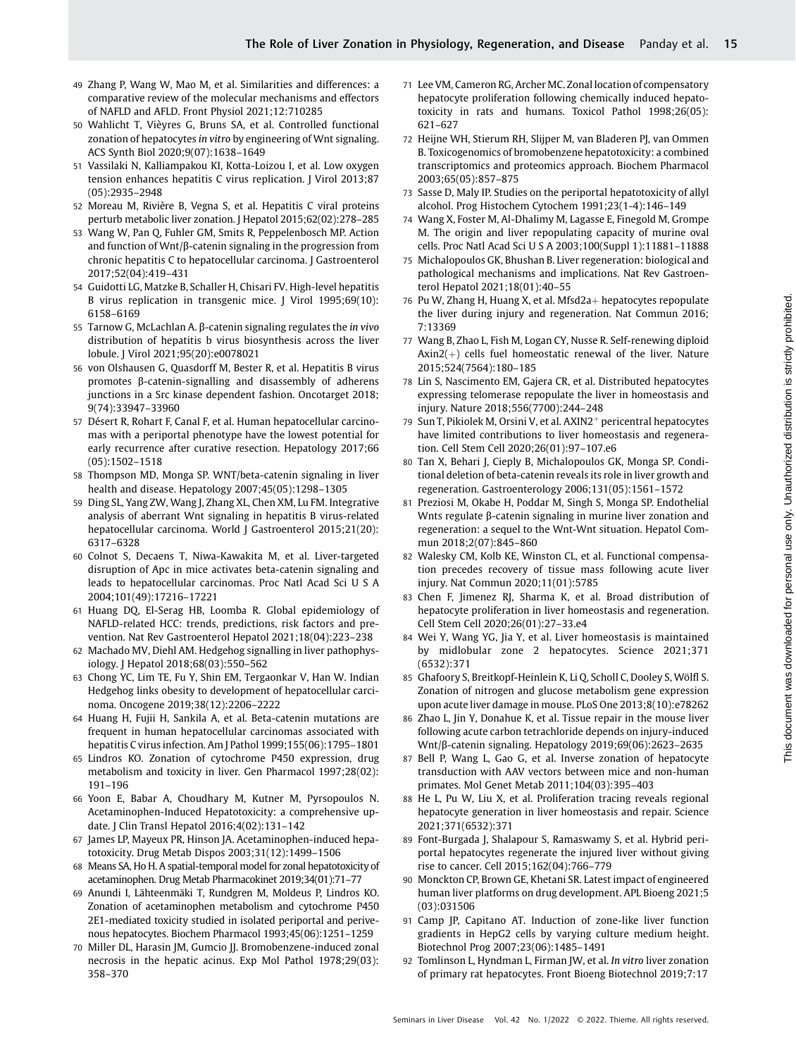49 Zhang P, Wang W, Mao M, et al. Similarities and differences: a comparative review of the molecular mechanisms and effectors of NAFLD and AFLD. Front Physiol 2021;12:710285

50 Wahlicht T, Vièyres G, Bruns SA, et al. Controlled functional zonation of hepatocytes *in vitro* by engineering of Wnt signaling. ACS Synth Biol 2020;9(07):1638–1649

51 Vassilaki N, Kalliampakou KI, Kotta-Loizou I, et al. Low oxygen tension enhances hepatitis C virus replication. J Virol 2013;87(05):2935–2948

52 Moreau M, Rivière B, Vegna S, et al. Hepatitis C viral proteins perturb metabolic liver zonation. J Hepatol 2015;62(02):278–285

53 Wang W, Pan Q, Fuhler GM, Smits R, Peppelenbosch MP. Action and function of Wnt/β-catenin signaling in the progression from chronic hepatitis C to hepatocellular carcinoma. J Gastroenterol 2017;52(04):419–431

54 Guidotti LG, Matzke B, Schaller H, Chisari FV. High-level hepatitis B virus replication in transgenic mice. J Virol 1995;69(10):6158–6169

55 Tarnow G, McLachlan A. β-catenin signaling regulates the *in vivo* distribution of hepatitis b virus biosynthesis across the liver lobule. J Virol 2021;95(20):e0078021

56 von Olshausen G, Quasdorff M, Bester R, et al. Hepatitis B virus promotes β-catenin-signalling and disassembly of adherens junctions in a Src kinase dependent fashion. Oncotarget 2018;9(74):33947–33960

57 Désert R, Rohart F, Canal F, et al. Human hepatocellular carcinomas with a periportal phenotype have the lowest potential for early recurrence after curative resection. Hepatology 2017;66(05):1502–1518

58 Thompson MD, Monga SP. WNT/beta-catenin signaling in liver health and disease. Hepatology 2007;45(05):1298–1305

59 Ding SL, Yang ZW, Wang J, Zhang XL, Chen XM, Lu FM. Integrative analysis of aberrant Wnt signaling in hepatitis B virus-related hepatocellular carcinoma. World J Gastroenterol 2015;21(20):6317–6328

60 Colnot S, Decaens T, Niwa-Kawakita M, et al. Liver-targeted disruption of Apc in mice activates beta-catenin signaling and leads to hepatocellular carcinomas. Proc Natl Acad Sci U S A 2004;101(49):17216–17221

61 Huang DQ, El-Serag HB, Loomba R. Global epidemiology of NAFLD-related HCC: trends, predictions, risk factors and prevention. Nat Rev Gastroenterol Hepatol 2021;18(04):223–238

62 Machado MV, Diehl AM. Hedgehog signalling in liver pathophysiology. J Hepatol 2018;68(03):550–562

63 Chong YC, Lim TE, Fu Y, Shin EM, Tergaonkar V, Han W. Indian Hedgehog links obesity to development of hepatocellular carcinoma. Oncogene 2019;38(12):2206–2222

64 Huang H, Fujii H, Sankila A, et al. Beta-catenin mutations are frequent in human hepatocellular carcinomas associated with hepatitis C virus infection. Am J Pathol 1999;155(06):1795–1801

65 Lindros KO. Zonation of cytochrome P450 expression, drug metabolism and toxicity in liver. Gen Pharmacol 1997;28(02):191–196

66 Yoon E, Babar A, Choudhary M, Kutner M, Pyrsopoulos N. Acetaminophen-Induced Hepatotoxicity: a comprehensive update. J Clin Transl Hepatol 2016;4(02):131–142

67 James LP, Mayeux PR, Hinson JA. Acetaminophen-induced hepatotoxicity. Drug Metab Dispos 2003;31(12):1499–1506

68 Means SA, Ho H. A spatial-temporal model for zonal hepatotoxicity of acetaminophen. Drug Metab Pharmacokinet 2019;34(01):71–77

69 Anundi I, Lähteenmäki T, Rundgren M, Moldeus P, Lindros KO. Zonation of acetaminophen metabolism and cytochrome P450 2E1-mediated toxicity studied in isolated periportal and perivenous hepatocytes. Biochem Pharmacol 1993;45(06):1251–1259

70 Miller DL, Harasin JM, Gumcio JJ. Bromobenzene-induced zonal necrosis in the hepatic acinus. Exp Mol Pathol 1978;29(03):358–370

71 Lee VM, Cameron RG, Archer MC. Zonal location of compensatory hepatocyte proliferation following chemically induced hepatotoxicity in rats and humans. Toxicol Pathol 1998;26(05):621–627

72 Heijne WH, Stierum RH, Slijper M, van Bladeren PJ, van Ommen B. Toxicogenomics of bromobenzene hepatotoxicity: a combined transcriptomics and proteomics approach. Biochem Pharmacol 2003;65(05):857–875

73 Sasse D, Maly IP. Studies on the periportal hepatotoxicity of allyl alcohol. Prog Histochem Cytochem 1991;23(1-4):146–149

74 Wang X, Foster M, Al-Dhalimy M, Lagasse E, Finegold M, Grompe M. The origin and liver repopulating capacity of murine oval cells. Proc Natl Acad Sci U S A 2003;100(Suppl 1):11881–11888

75 Michalopoulos GK, Bhushan B. Liver regeneration: biological and pathological mechanisms and implications. Nat Rev Gastroenterol Hepatol 2021;18(01):40–55

76 Pu W, Zhang H, Huang X, et al. Mfsd2a+ hepatocytes repopulate the liver during injury and regeneration. Nat Commun 2016;7:13369

77 Wang B, Zhao L, Fish M, Logan CY, Nusse R. Self-renewing diploid Axin2(+) cells fuel homeostatic renewal of the liver. Nature 2015;524(7564):180–185

78 Lin S, Nascimento EM, Gajera CR, et al. Distributed hepatocytes expressing telomerase repopulate the liver in homeostasis and injury. Nature 2018;556(7700):244–248

79 Sun T, Pikiolek M, Orsini V, et al. AXIN2$^{+}$ pericentral hepatocytes have limited contributions to liver homeostasis and regeneration. Cell Stem Cell 2020;26(01):97–107.e6

80 Tan X, Behari J, Cieply B, Michalopoulos GK, Monga SP. Conditional deletion of beta-catenin reveals its role in liver growth and regeneration. Gastroenterology 2006;131(05):1561–1572

81 Preziosi M, Okabe H, Poddar M, Singh S, Monga SP. Endothelial Wnts regulate β-catenin signaling in murine liver zonation and regeneration: a sequel to the Wnt-Wnt situation. Hepatol Commun 2018;2(07):845–860

82 Walesky CM, Kolb KE, Winston CL, et al. Functional compensation precedes recovery of tissue mass following acute liver injury. Nat Commun 2020;11(01):5785

83 Chen F, Jimenez RJ, Sharma K, et al. Broad distribution of hepatocyte proliferation in liver homeostasis and regeneration. Cell Stem Cell 2020;26(01):27–33.e4

84 Wei Y, Wang YG, Jia Y, et al. Liver homeostasis is maintained by midlobular zone 2 hepatocytes. Science 2021;371(6532):371

85 Ghafoory S, Breitkopf-Heinlein K, Li Q, Scholl C, Dooley S, Wölfl S. Zonation of nitrogen and glucose metabolism gene expression upon acute liver damage in mouse. PLoS One 2013;8(10):e78262

86 Zhao L, Jin Y, Donahue K, et al. Tissue repair in the mouse liver following acute carbon tetrachloride depends on injury-induced Wnt/β-catenin signaling. Hepatology 2019;69(06):2623–2635

87 Bell P, Wang L, Gao G, et al. Inverse zonation of hepatocyte transduction with AAV vectors between mice and non-human primates. Mol Genet Metab 2011;104(03):395–403

88 He L, Pu W, Liu X, et al. Proliferation tracing reveals regional hepatocyte generation in liver homeostasis and repair. Science 2021;371(6532):371

89 Font-Burgada J, Shalapour S, Ramaswamy S, et al. Hybrid periportal hepatocytes regenerate the injured liver without giving rise to cancer. Cell 2015;162(04):766–779

90 Monckton CP, Brown GE, Khetani SR. Latest impact of engineered human liver platforms on drug development. APL Bioeng 2021;5(03):031506

91 Camp JP, Capitano AT. Induction of zone-like liver function gradients in HepG2 cells by varying culture medium height. Biotechnol Prog 2007;23(06):1485–1491

92 Tomlinson L, Hyndman L, Firman JW, et al. *In vitro* liver zonation of primary rat hepatocytes. Front Bioeng Biotechnol 2019;7:17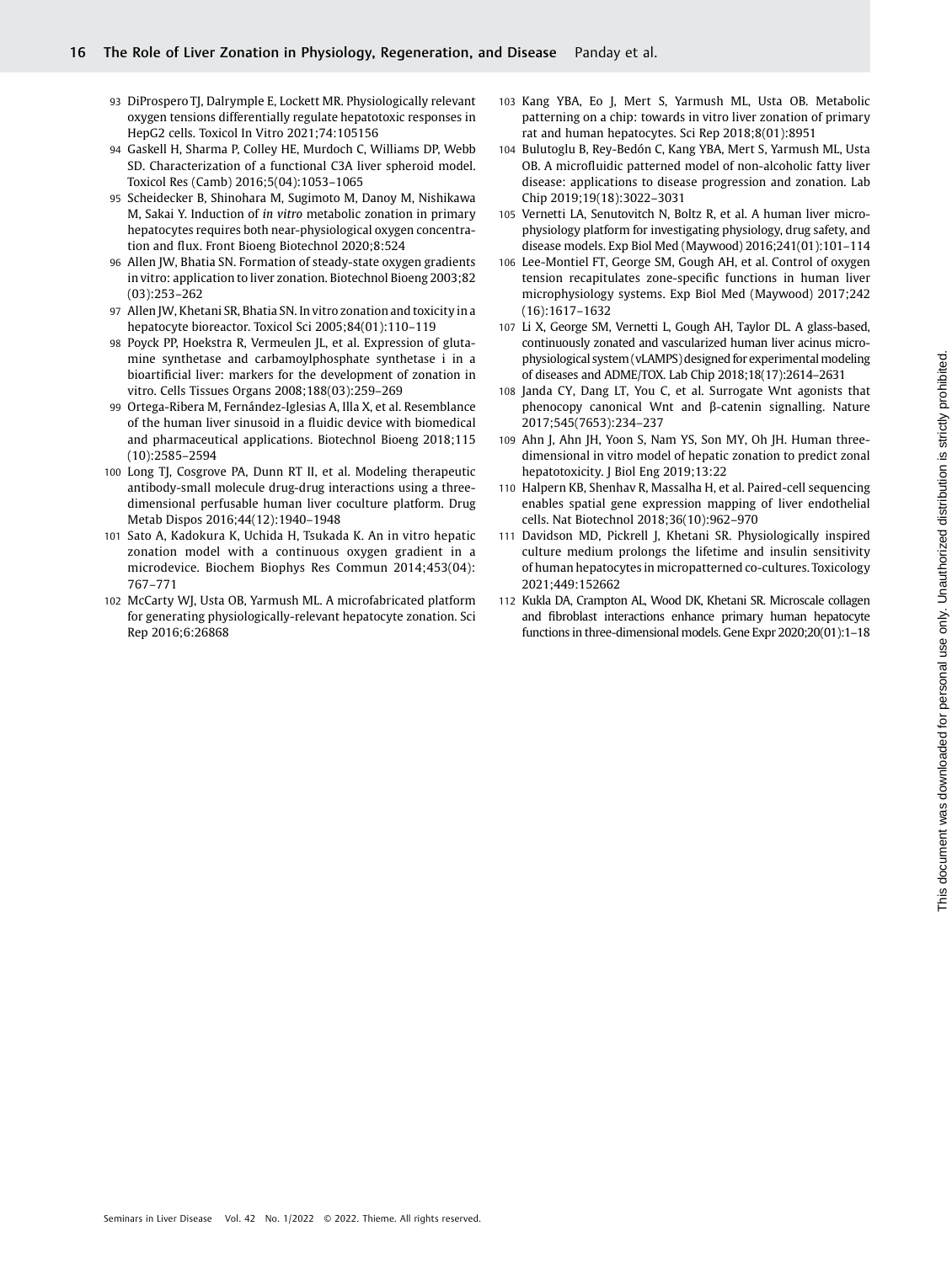93 DiProspero TJ, Dalrymple E, Lockett MR. Physiologically relevant oxygen tensions differentially regulate hepatotoxic responses in HepG2 cells. Toxicol In Vitro 2021;74:105156

94 Gaskell H, Sharma P, Colley HE, Murdoch C, Williams DP, Webb SD. Characterization of a functional C3A liver spheroid model. Toxicol Res (Camb) 2016;5(04):1053–1065

95 Scheidecker B, Shinohara M, Sugimoto M, Danoy M, Nishikawa M, Sakai Y. Induction of *in vitro* metabolic zonation in primary hepatocytes requires both near-physiological oxygen concentration and flux. Front Bioeng Biotechnol 2020;8:524

96 Allen JW, Bhatia SN. Formation of steady-state oxygen gradients in vitro: application to liver zonation. Biotechnol Bioeng 2003;82 (03):253–262

97 Allen JW, Khetani SR, Bhatia SN. In vitro zonation and toxicity in a hepatocyte bioreactor. Toxicol Sci 2005;84(01):110–119

98 Poyck PP, Hoekstra R, Vermeulen JL, et al. Expression of glutamine synthetase and carbamoylphosphate synthetase i in a bioartificial liver: markers for the development of zonation in vitro. Cells Tissues Organs 2008;188(03):259–269

99 Ortega-Ribera M, Fernández-Iglesias A, Illa X, et al. Resemblance of the human liver sinusoid in a fluidic device with biomedical and pharmaceutical applications. Biotechnol Bioeng 2018;115 (10):2585–2594

100 Long TJ, Cosgrove PA, Dunn RT II, et al. Modeling therapeutic antibody-small molecule drug-drug interactions using a three-dimensional perfusable human liver coculture platform. Drug Metab Dispos 2016;44(12):1940–1948

101 Sato A, Kadokura K, Uchida H, Tsukada K. An in vitro hepatic zonation model with a continuous oxygen gradient in a microdevice. Biochem Biophys Res Commun 2014;453(04): 767–771

102 McCarty WJ, Usta OB, Yarmush ML. A microfabricated platform for generating physiologically-relevant hepatocyte zonation. Sci Rep 2016;6:26868

103 Kang YBA, Eo J, Mert S, Yarmush ML, Usta OB. Metabolic patterning on a chip: towards in vitro liver zonation of primary rat and human hepatocytes. Sci Rep 2018;8(01):8951

104 Bulutoglu B, Rey-Bedón C, Kang YBA, Mert S, Yarmush ML, Usta OB. A microfluidic patterned model of non-alcoholic fatty liver disease: applications to disease progression and zonation. Lab Chip 2019;19(18):3022–3031

105 Vernetti LA, Senutovitch N, Boltz R, et al. A human liver microphysiology platform for investigating physiology, drug safety, and disease models. Exp Biol Med (Maywood) 2016;241(01):101–114

106 Lee-Montiel FT, George SM, Gough AH, et al. Control of oxygen tension recapitulates zone-specific functions in human liver microphysiology systems. Exp Biol Med (Maywood) 2017;242 (16):1617–1632

107 Li X, George SM, Vernetti L, Gough AH, Taylor DL. A glass-based, continuously zonated and vascularized human liver acinus microphysiological system (vLAMPS) designed for experimental modeling of diseases and ADME/TOX. Lab Chip 2018;18(17):2614–2631

108 Janda CY, Dang LT, You C, et al. Surrogate Wnt agonists that phenocopy canonical Wnt and β-catenin signalling. Nature 2017;545(7653):234–237

109 Ahn J, Ahn JH, Yoon S, Nam YS, Son MY, Oh JH. Human three-dimensional in vitro model of hepatic zonation to predict zonal hepatotoxicity. J Biol Eng 2019;13:22

110 Halpern KB, Shenhav R, Massalha H, et al. Paired-cell sequencing enables spatial gene expression mapping of liver endothelial cells. Nat Biotechnol 2018;36(10):962–970

111 Davidson MD, Pickrell J, Khetani SR. Physiologically inspired culture medium prolongs the lifetime and insulin sensitivity of human hepatocytes in micropatterned co-cultures. Toxicology 2021;449:152662

112 Kukla DA, Crampton AL, Wood DK, Khetani SR. Microscale collagen and fibroblast interactions enhance primary human hepatocyte functions in three-dimensional models. Gene Expr 2020;20(01):1–18